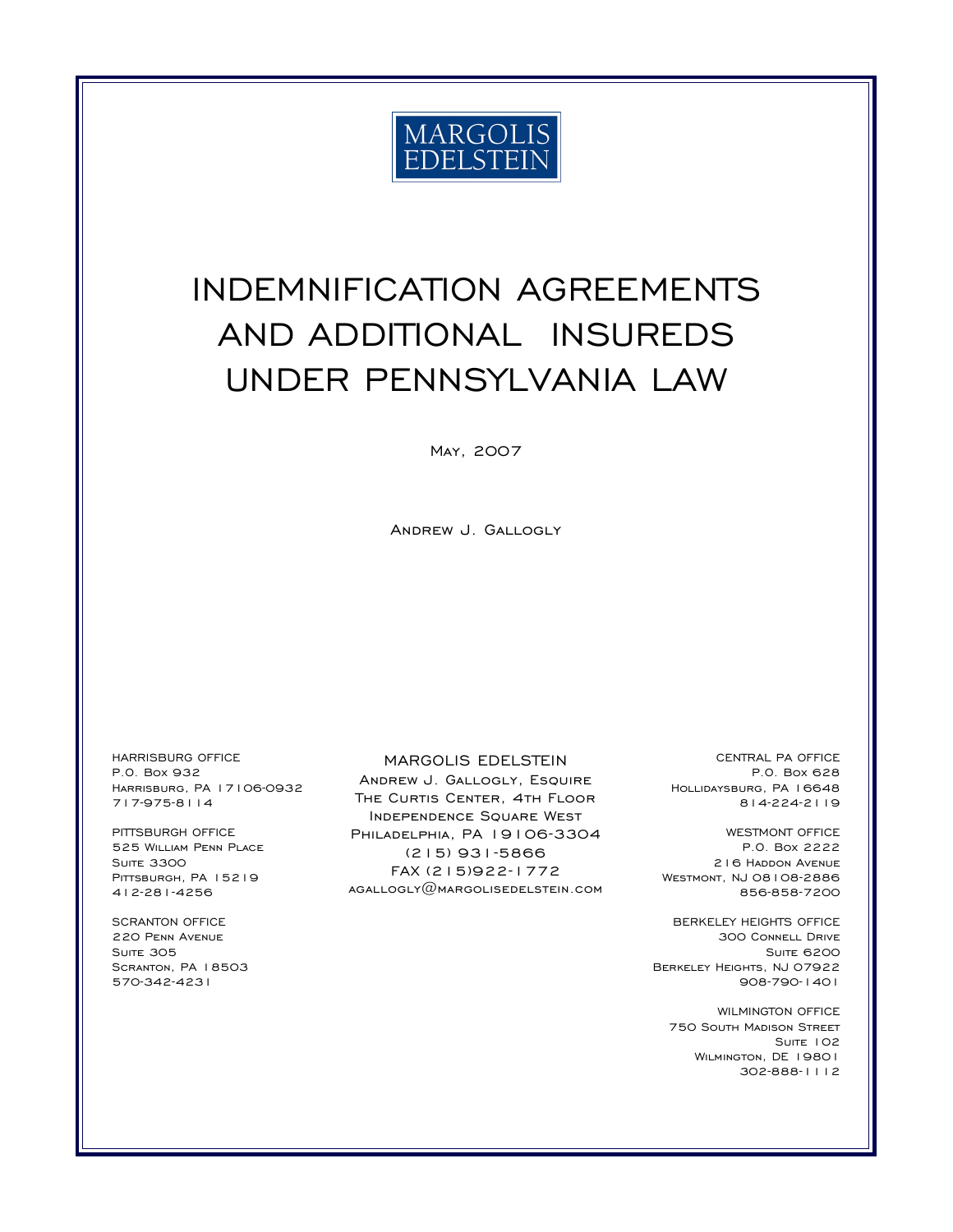MARGOLIS EDELSTEIN

# INDEMNIFICATION AGREEMENTS AND ADDITIONAL INSUREDS UNDER PENNSYLVANIA LAW

May, 2007

Andrew J. Gallogly

MARGOLIS EDELSTEIN
Andrew J. Gallogly, Esquire
The Curtis Center, 4th Floor
Independence Square West
Philadelphia, PA 19106-3304
(215) 931-5866
FAX (215)922-1772
agallogly@margolisedelstein.com

HARRISBURG OFFICE
P.O. Box 932
Harrisburg, PA 17106-0932
717-975-8114

PITTSBURGH OFFICE
525 William Penn Place
Suite 3300
Pittsburgh, PA 15219
412-281-4256

SCRANTON OFFICE
220 Penn Avenue
Suite 305
Scranton, PA 18503
570-342-4231

CENTRAL PA OFFICE
P.O. Box 628
Hollidaysburg, PA 16648
814-224-2119

WESTMONT OFFICE
P.O. Box 2222
216 Haddon Avenue
Westmont, NJ 08108-2886
856-858-7200

BERKELEY HEIGHTS OFFICE
300 Connell Drive
Suite 6200
Berkeley Heights, NJ 07922
908-790-1401

WILMINGTON OFFICE
750 South Madison Street
Suite 102
Wilmington, DE 19801
302-888-1112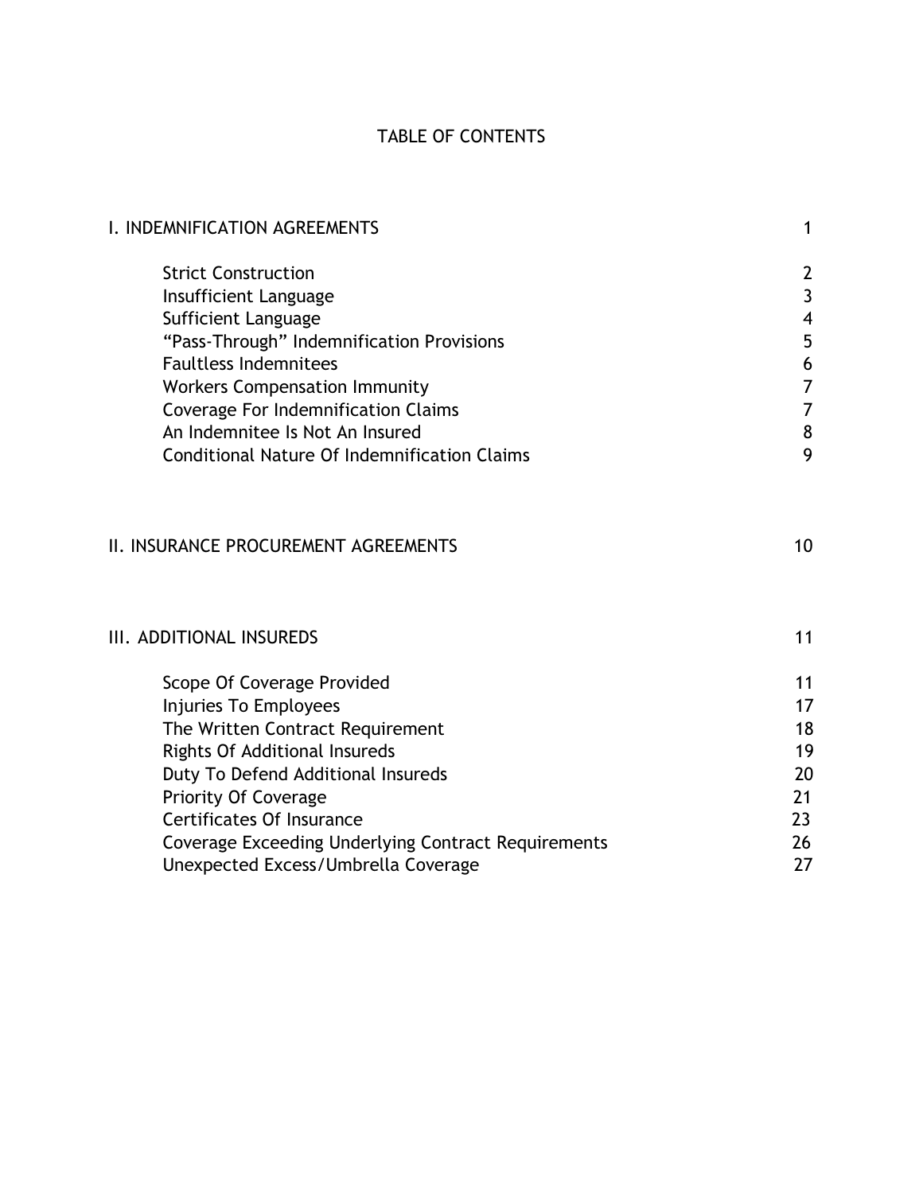# TABLE OF CONTENTS

| | |
|---|---|
| I. INDEMNIFICATION AGREEMENTS | 1 |
| Strict Construction | 2 |
| Insufficient Language | 3 |
| Sufficient Language | 4 |
| “Pass-Through” Indemnification Provisions | 5 |
| Faultless Indemnitees | 6 |
| Workers Compensation Immunity | 7 |
| Coverage For Indemnification Claims | 7 |
| An Indemnitee Is Not An Insured | 8 |
| Conditional Nature Of Indemnification Claims | 9 |
| II. INSURANCE PROCUREMENT AGREEMENTS | 10 |
| III. ADDITIONAL INSUREDS | 11 |
| Scope Of Coverage Provided | 11 |
| Injuries To Employees | 17 |
| The Written Contract Requirement | 18 |
| Rights Of Additional Insureds | 19 |
| Duty To Defend Additional Insureds | 20 |
| Priority Of Coverage | 21 |
| Certificates Of Insurance | 23 |
| Coverage Exceeding Underlying Contract Requirements | 26 |
| Unexpected Excess/Umbrella Coverage | 27 |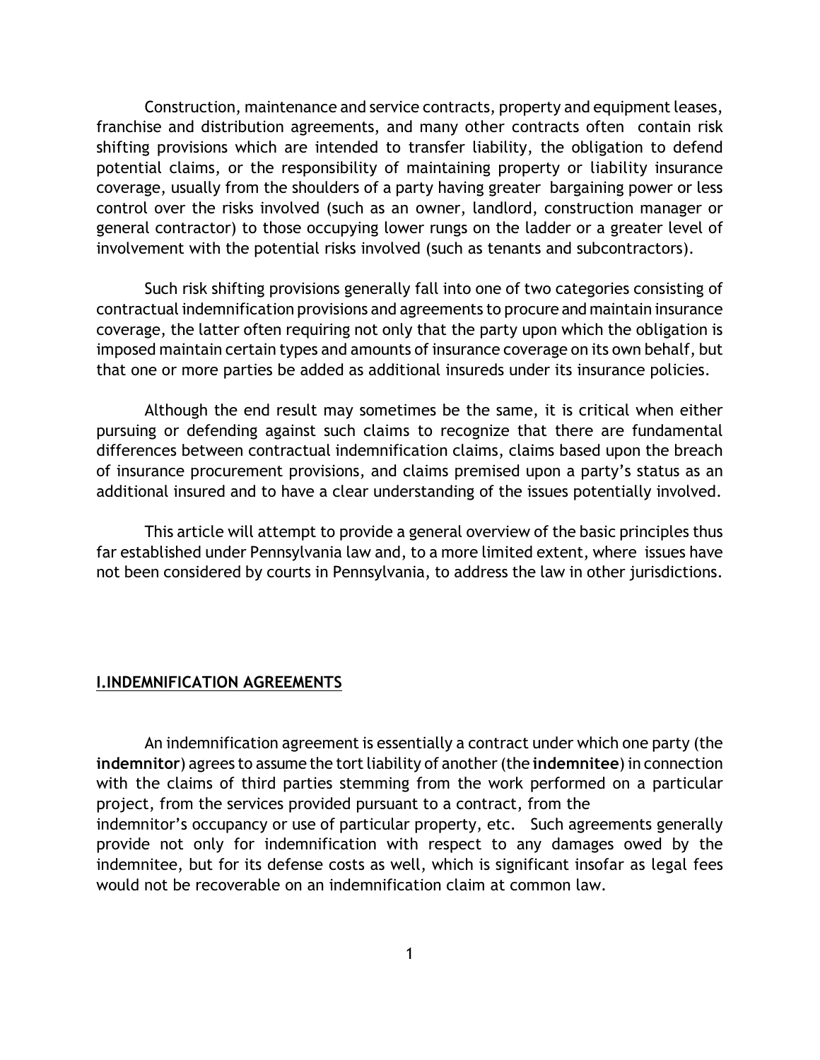Construction, maintenance and service contracts, property and equipment leases, franchise and distribution agreements, and many other contracts often contain risk shifting provisions which are intended to transfer liability, the obligation to defend potential claims, or the responsibility of maintaining property or liability insurance coverage, usually from the shoulders of a party having greater bargaining power or less control over the risks involved (such as an owner, landlord, construction manager or general contractor) to those occupying lower rungs on the ladder or a greater level of involvement with the potential risks involved (such as tenants and subcontractors).

Such risk shifting provisions generally fall into one of two categories consisting of contractual indemnification provisions and agreements to procure and maintain insurance coverage, the latter often requiring not only that the party upon which the obligation is imposed maintain certain types and amounts of insurance coverage on its own behalf, but that one or more parties be added as additional insureds under its insurance policies.

Although the end result may sometimes be the same, it is critical when either pursuing or defending against such claims to recognize that there are fundamental differences between contractual indemnification claims, claims based upon the breach of insurance procurement provisions, and claims premised upon a party's status as an additional insured and to have a clear understanding of the issues potentially involved.

This article will attempt to provide a general overview of the basic principles thus far established under Pennsylvania law and, to a more limited extent, where issues have not been considered by courts in Pennsylvania, to address the law in other jurisdictions.

## I.INDEMNIFICATION AGREEMENTS

An indemnification agreement is essentially a contract under which one party (the **indemnitor**) agrees to assume the tort liability of another (the **indemnitee**) in connection with the claims of third parties stemming from the work performed on a particular project, from the services provided pursuant to a contract, from the indemnitor's occupancy or use of particular property, etc. Such agreements generally provide not only for indemnification with respect to any damages owed by the indemnitee, but for its defense costs as well, which is significant insofar as legal fees would not be recoverable on an indemnification claim at common law.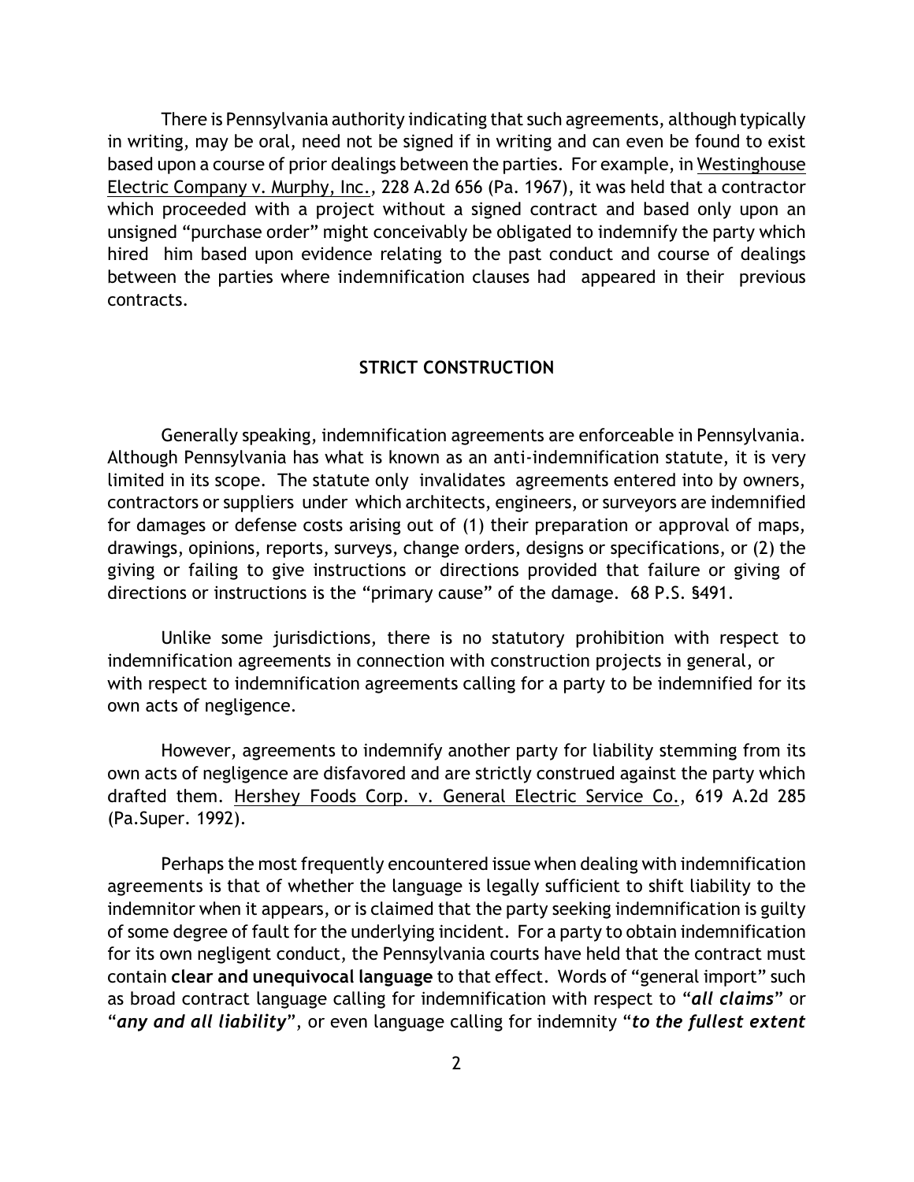There is Pennsylvania authority indicating that such agreements, although typically in writing, may be oral, need not be signed if in writing and can even be found to exist based upon a course of prior dealings between the parties. For example, in Westinghouse Electric Company v. Murphy, Inc., 228 A.2d 656 (Pa. 1967), it was held that a contractor which proceeded with a project without a signed contract and based only upon an unsigned "purchase order" might conceivably be obligated to indemnify the party which hired him based upon evidence relating to the past conduct and course of dealings between the parties where indemnification clauses had appeared in their previous contracts.

## STRICT CONSTRUCTION

Generally speaking, indemnification agreements are enforceable in Pennsylvania. Although Pennsylvania has what is known as an anti-indemnification statute, it is very limited in its scope. The statute only invalidates agreements entered into by owners, contractors or suppliers under which architects, engineers, or surveyors are indemnified for damages or defense costs arising out of (1) their preparation or approval of maps, drawings, opinions, reports, surveys, change orders, designs or specifications, or (2) the giving or failing to give instructions or directions provided that failure or giving of directions or instructions is the "primary cause" of the damage. 68 P.S. §491.

Unlike some jurisdictions, there is no statutory prohibition with respect to indemnification agreements in connection with construction projects in general, or with respect to indemnification agreements calling for a party to be indemnified for its own acts of negligence.

However, agreements to indemnify another party for liability stemming from its own acts of negligence are disfavored and are strictly construed against the party which drafted them. Hershey Foods Corp. v. General Electric Service Co., 619 A.2d 285 (Pa.Super. 1992).

Perhaps the most frequently encountered issue when dealing with indemnification agreements is that of whether the language is legally sufficient to shift liability to the indemnitor when it appears, or is claimed that the party seeking indemnification is guilty of some degree of fault for the underlying incident. For a party to obtain indemnification for its own negligent conduct, the Pennsylvania courts have held that the contract must contain **clear and unequivocal language** to that effect. Words of "general import" such as broad contract language calling for indemnification with respect to "***all claims***" or "***any and all liability***", or even language calling for indemnity "***to the fullest extent***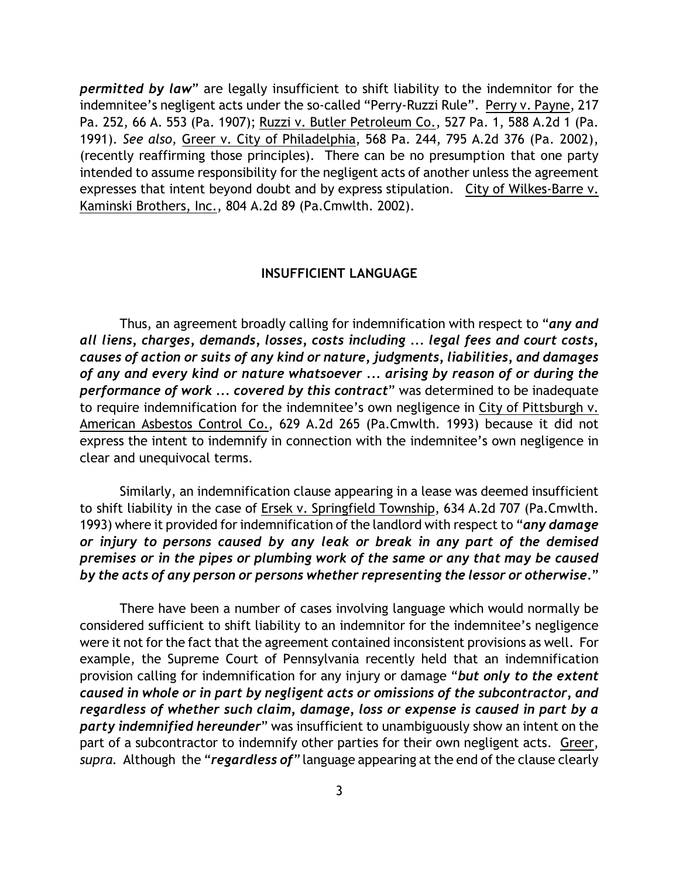***permitted by law*" are legally insufficient to shift liability to the indemnitor for the indemnitee's negligent acts under the so-called "Perry-Ruzzi Rule". Perry v. Payne, 217 Pa. 252, 66 A. 553 (Pa. 1907); Ruzzi v. Butler Petroleum Co., 527 Pa. 1, 588 A.2d 1 (Pa. 1991). *See also,* Greer v. City of Philadelphia, 568 Pa. 244, 795 A.2d 376 (Pa. 2002), (recently reaffirming those principles). There can be no presumption that one party intended to assume responsibility for the negligent acts of another unless the agreement expresses that intent beyond doubt and by express stipulation. City of Wilkes-Barre v. Kaminski Brothers, Inc., 804 A.2d 89 (Pa.Cmwlth. 2002).

## INSUFFICIENT LANGUAGE

Thus, an agreement broadly calling for indemnification with respect to "***any and all liens, charges, demands, losses, costs including ... legal fees and court costs, causes of action or suits of any kind or nature, judgments, liabilities, and damages of any and every kind or nature whatsoever ... arising by reason of or during the performance of work ... covered by this contract***" was determined to be inadequate to require indemnification for the indemnitee's own negligence in City of Pittsburgh v. American Asbestos Control Co., 629 A.2d 265 (Pa.Cmwlth. 1993) because it did not express the intent to indemnify in connection with the indemnitee's own negligence in clear and unequivocal terms.

Similarly, an indemnification clause appearing in a lease was deemed insufficient to shift liability in the case of Ersek v. Springfield Township, 634 A.2d 707 (Pa.Cmwlth. 1993) where it provided for indemnification of the landlord with respect to "***any damage or injury to persons caused by any leak or break in any part of the demised premises or in the pipes or plumbing work of the same or any that may be caused by the acts of any person or persons whether representing the lessor or otherwise.***"

There have been a number of cases involving language which would normally be considered sufficient to shift liability to an indemnitor for the indemnitee's negligence were it not for the fact that the agreement contained inconsistent provisions as well. For example, the Supreme Court of Pennsylvania recently held that an indemnification provision calling for indemnification for any injury or damage "***but only to the extent caused in whole or in part by negligent acts or omissions of the subcontractor, and regardless of whether such claim, damage, loss or expense is caused in part by a party indemnified hereunder***" was insufficient to unambiguously show an intent on the part of a subcontractor to indemnify other parties for their own negligent acts. Greer, *supra.* Although the "***regardless of***" language appearing at the end of the clause clearly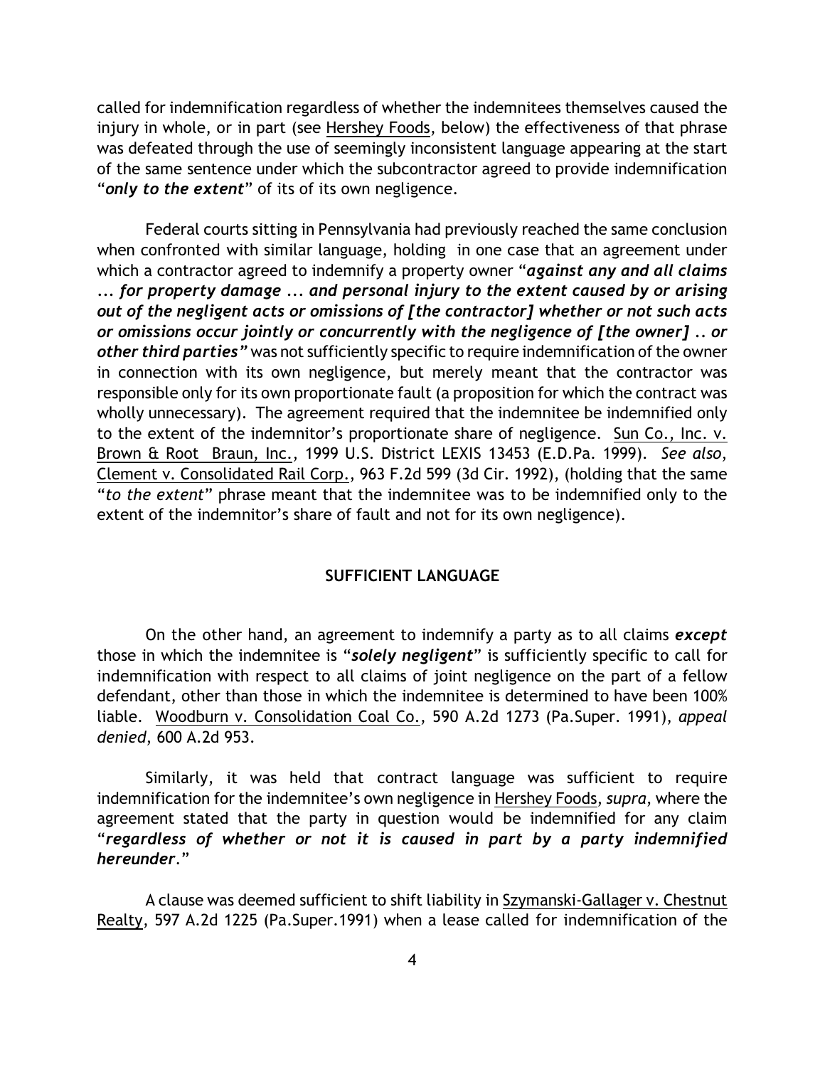called for indemnification regardless of whether the indemnitees themselves caused the injury in whole, or in part (see Hershey Foods, below) the effectiveness of that phrase was defeated through the use of seemingly inconsistent language appearing at the start of the same sentence under which the subcontractor agreed to provide indemnification "***only to the extent***" of its of its own negligence.

Federal courts sitting in Pennsylvania had previously reached the same conclusion when confronted with similar language, holding in one case that an agreement under which a contractor agreed to indemnify a property owner "***against any and all claims ... for property damage ... and personal injury to the extent caused by or arising out of the negligent acts or omissions of [the contractor] whether or not such acts or omissions occur jointly or concurrently with the negligence of [the owner] .. or other third parties"*** was not sufficiently specific to require indemnification of the owner in connection with its own negligence, but merely meant that the contractor was responsible only for its own proportionate fault (a proposition for which the contract was wholly unnecessary). The agreement required that the indemnitee be indemnified only to the extent of the indemnitor's proportionate share of negligence. Sun Co., Inc. v. Brown & Root Braun, Inc., 1999 U.S. District LEXIS 13453 (E.D.Pa. 1999). *See also*, Clement v. Consolidated Rail Corp., 963 F.2d 599 (3d Cir. 1992), (holding that the same "*to the extent*" phrase meant that the indemnitee was to be indemnified only to the extent of the indemnitor's share of fault and not for its own negligence).

## SUFFICIENT LANGUAGE

On the other hand, an agreement to indemnify a party as to all claims ***except*** those in which the indemnitee is "***solely negligent***" is sufficiently specific to call for indemnification with respect to all claims of joint negligence on the part of a fellow defendant, other than those in which the indemnitee is determined to have been 100% liable. Woodburn v. Consolidation Coal Co., 590 A.2d 1273 (Pa.Super. 1991), *appeal denied*, 600 A.2d 953.

Similarly, it was held that contract language was sufficient to require indemnification for the indemnitee's own negligence in Hershey Foods, *supra*, where the agreement stated that the party in question would be indemnified for any claim "***regardless of whether or not it is caused in part by a party indemnified hereunder***."

A clause was deemed sufficient to shift liability in Szymanski-Gallager v. Chestnut Realty, 597 A.2d 1225 (Pa.Super.1991) when a lease called for indemnification of the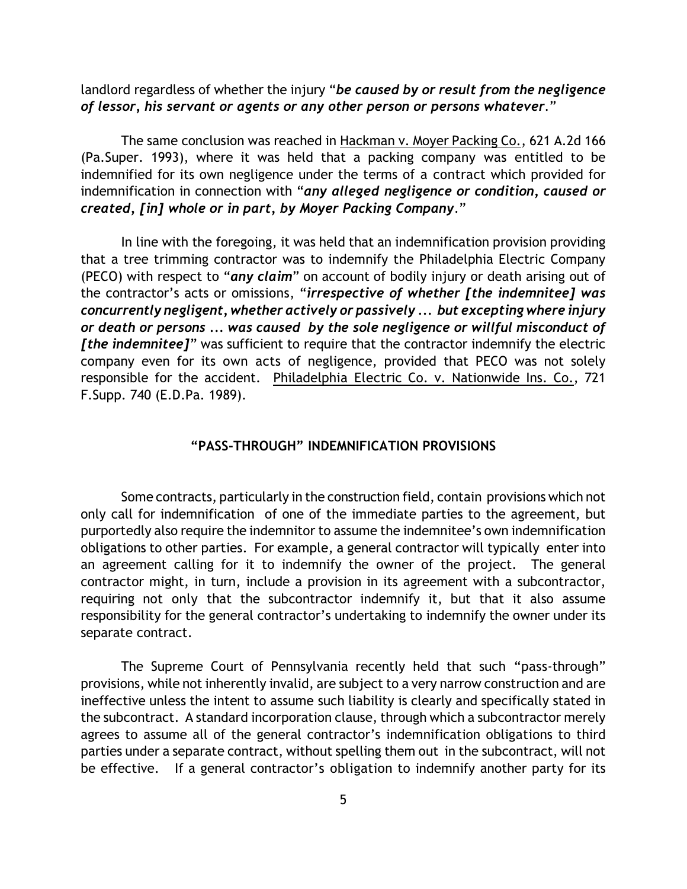landlord regardless of whether the injury "***be caused by or result from the negligence of lessor, his servant or agents or any other person or persons whatever***."

The same conclusion was reached in Hackman v. Moyer Packing Co., 621 A.2d 166 (Pa.Super. 1993), where it was held that a packing company was entitled to be indemnified for its own negligence under the terms of a contract which provided for indemnification in connection with "***any alleged negligence or condition, caused or created, [in] whole or in part, by Moyer Packing Company***."

In line with the foregoing, it was held that an indemnification provision providing that a tree trimming contractor was to indemnify the Philadelphia Electric Company (PECO) with respect to "***any claim***" on account of bodily injury or death arising out of the contractor's acts or omissions, "***irrespective of whether [the indemnitee] was concurrently negligent, whether actively or passively ... but excepting where injury or death or persons ... was caused by the sole negligence or willful misconduct of [the indemnitee]***" was sufficient to require that the contractor indemnify the electric company even for its own acts of negligence, provided that PECO was not solely responsible for the accident. Philadelphia Electric Co. v. Nationwide Ins. Co., 721 F.Supp. 740 (E.D.Pa. 1989).

## "PASS-THROUGH" INDEMNIFICATION PROVISIONS

Some contracts, particularly in the construction field, contain provisions which not only call for indemnification of one of the immediate parties to the agreement, but purportedly also require the indemnitor to assume the indemnitee's own indemnification obligations to other parties. For example, a general contractor will typically enter into an agreement calling for it to indemnify the owner of the project. The general contractor might, in turn, include a provision in its agreement with a subcontractor, requiring not only that the subcontractor indemnify it, but that it also assume responsibility for the general contractor's undertaking to indemnify the owner under its separate contract.

The Supreme Court of Pennsylvania recently held that such "pass-through" provisions, while not inherently invalid, are subject to a very narrow construction and are ineffective unless the intent to assume such liability is clearly and specifically stated in the subcontract. A standard incorporation clause, through which a subcontractor merely agrees to assume all of the general contractor's indemnification obligations to third parties under a separate contract, without spelling them out in the subcontract, will not be effective. If a general contractor's obligation to indemnify another party for its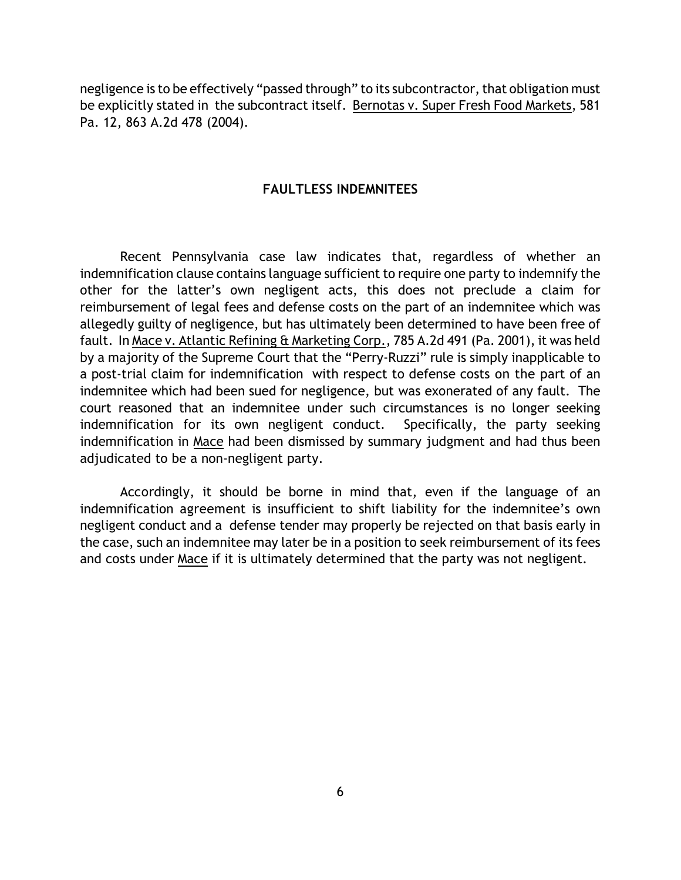negligence is to be effectively "passed through" to its subcontractor, that obligation must be explicitly stated in the subcontract itself. Bernotas v. Super Fresh Food Markets, 581 Pa. 12, 863 A.2d 478 (2004).

## FAULTLESS INDEMNITEES

Recent Pennsylvania case law indicates that, regardless of whether an indemnification clause contains language sufficient to require one party to indemnify the other for the latter's own negligent acts, this does not preclude a claim for reimbursement of legal fees and defense costs on the part of an indemnitee which was allegedly guilty of negligence, but has ultimately been determined to have been free of fault. In Mace v. Atlantic Refining & Marketing Corp., 785 A.2d 491 (Pa. 2001), it was held by a majority of the Supreme Court that the "Perry-Ruzzi" rule is simply inapplicable to a post-trial claim for indemnification with respect to defense costs on the part of an indemnitee which had been sued for negligence, but was exonerated of any fault. The court reasoned that an indemnitee under such circumstances is no longer seeking indemnification for its own negligent conduct. Specifically, the party seeking indemnification in Mace had been dismissed by summary judgment and had thus been adjudicated to be a non-negligent party.

Accordingly, it should be borne in mind that, even if the language of an indemnification agreement is insufficient to shift liability for the indemnitee's own negligent conduct and a defense tender may properly be rejected on that basis early in the case, such an indemnitee may later be in a position to seek reimbursement of its fees and costs under Mace if it is ultimately determined that the party was not negligent.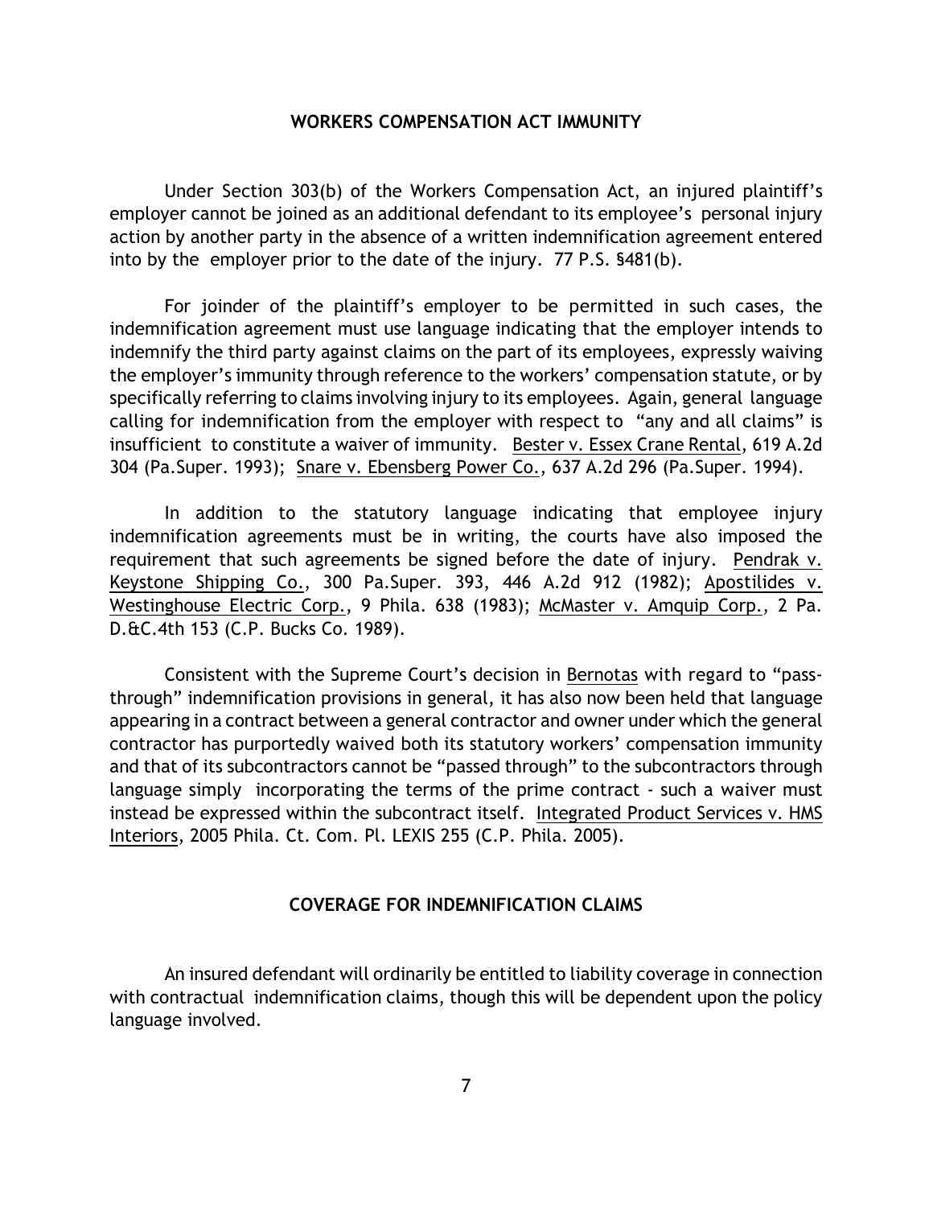## WORKERS COMPENSATION ACT IMMUNITY

Under Section 303(b) of the Workers Compensation Act, an injured plaintiff's employer cannot be joined as an additional defendant to its employee's personal injury action by another party in the absence of a written indemnification agreement entered into by the employer prior to the date of the injury. 77 P.S. §481(b).

For joinder of the plaintiff's employer to be permitted in such cases, the indemnification agreement must use language indicating that the employer intends to indemnify the third party against claims on the part of its employees, expressly waiving the employer's immunity through reference to the workers' compensation statute, or by specifically referring to claims involving injury to its employees. Again, general language calling for indemnification from the employer with respect to "any and all claims" is insufficient to constitute a waiver of immunity. Bester v. Essex Crane Rental, 619 A.2d 304 (Pa.Super. 1993); Snare v. Ebensberg Power Co., 637 A.2d 296 (Pa.Super. 1994).

In addition to the statutory language indicating that employee injury indemnification agreements must be in writing, the courts have also imposed the requirement that such agreements be signed before the date of injury. Pendrak v. Keystone Shipping Co., 300 Pa.Super. 393, 446 A.2d 912 (1982); Apostilides v. Westinghouse Electric Corp., 9 Phila. 638 (1983); McMaster v. Amquip Corp., 2 Pa. D.&C.4th 153 (C.P. Bucks Co. 1989).

Consistent with the Supreme Court's decision in Bernotas with regard to "pass-through" indemnification provisions in general, it has also now been held that language appearing in a contract between a general contractor and owner under which the general contractor has purportedly waived both its statutory workers' compensation immunity and that of its subcontractors cannot be "passed through" to the subcontractors through language simply incorporating the terms of the prime contract - such a waiver must instead be expressed within the subcontract itself. Integrated Product Services v. HMS Interiors, 2005 Phila. Ct. Com. Pl. LEXIS 255 (C.P. Phila. 2005).

## COVERAGE FOR INDEMNIFICATION CLAIMS

An insured defendant will ordinarily be entitled to liability coverage in connection with contractual indemnification claims, though this will be dependent upon the policy language involved.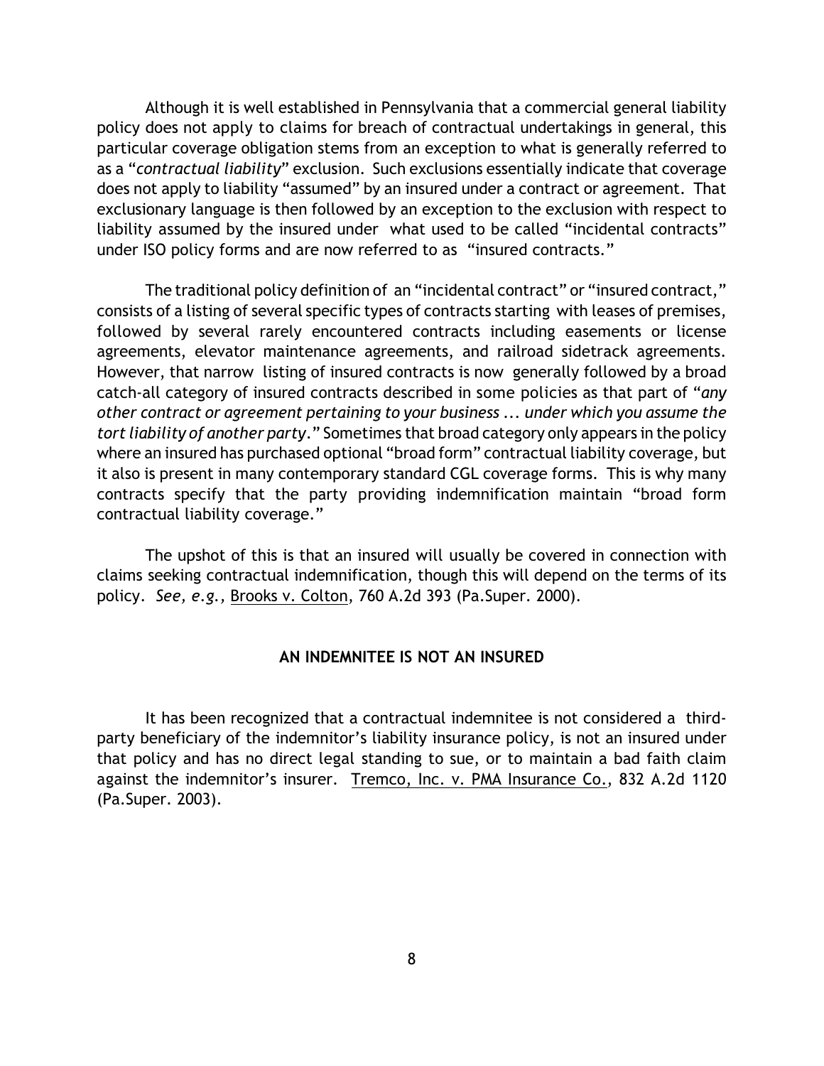Although it is well established in Pennsylvania that a commercial general liability policy does not apply to claims for breach of contractual undertakings in general, this particular coverage obligation stems from an exception to what is generally referred to as a "*contractual liability*" exclusion. Such exclusions essentially indicate that coverage does not apply to liability "assumed" by an insured under a contract or agreement. That exclusionary language is then followed by an exception to the exclusion with respect to liability assumed by the insured under what used to be called "incidental contracts" under ISO policy forms and are now referred to as "insured contracts."

The traditional policy definition of an "incidental contract" or "insured contract," consists of a listing of several specific types of contracts starting with leases of premises, followed by several rarely encountered contracts including easements or license agreements, elevator maintenance agreements, and railroad sidetrack agreements. However, that narrow listing of insured contracts is now generally followed by a broad catch-all category of insured contracts described in some policies as that part of "*any other contract or agreement pertaining to your business ... under which you assume the tort liability of another party*." Sometimes that broad category only appears in the policy where an insured has purchased optional "broad form" contractual liability coverage, but it also is present in many contemporary standard CGL coverage forms. This is why many contracts specify that the party providing indemnification maintain "broad form contractual liability coverage."

The upshot of this is that an insured will usually be covered in connection with claims seeking contractual indemnification, though this will depend on the terms of its policy. *See, e.g.,* Brooks v. Colton, 760 A.2d 393 (Pa.Super. 2000).

## AN INDEMNITEE IS NOT AN INSURED

It has been recognized that a contractual indemnitee is not considered a third-party beneficiary of the indemnitor's liability insurance policy, is not an insured under that policy and has no direct legal standing to sue, or to maintain a bad faith claim against the indemnitor's insurer. Tremco, Inc. v. PMA Insurance Co., 832 A.2d 1120 (Pa.Super. 2003).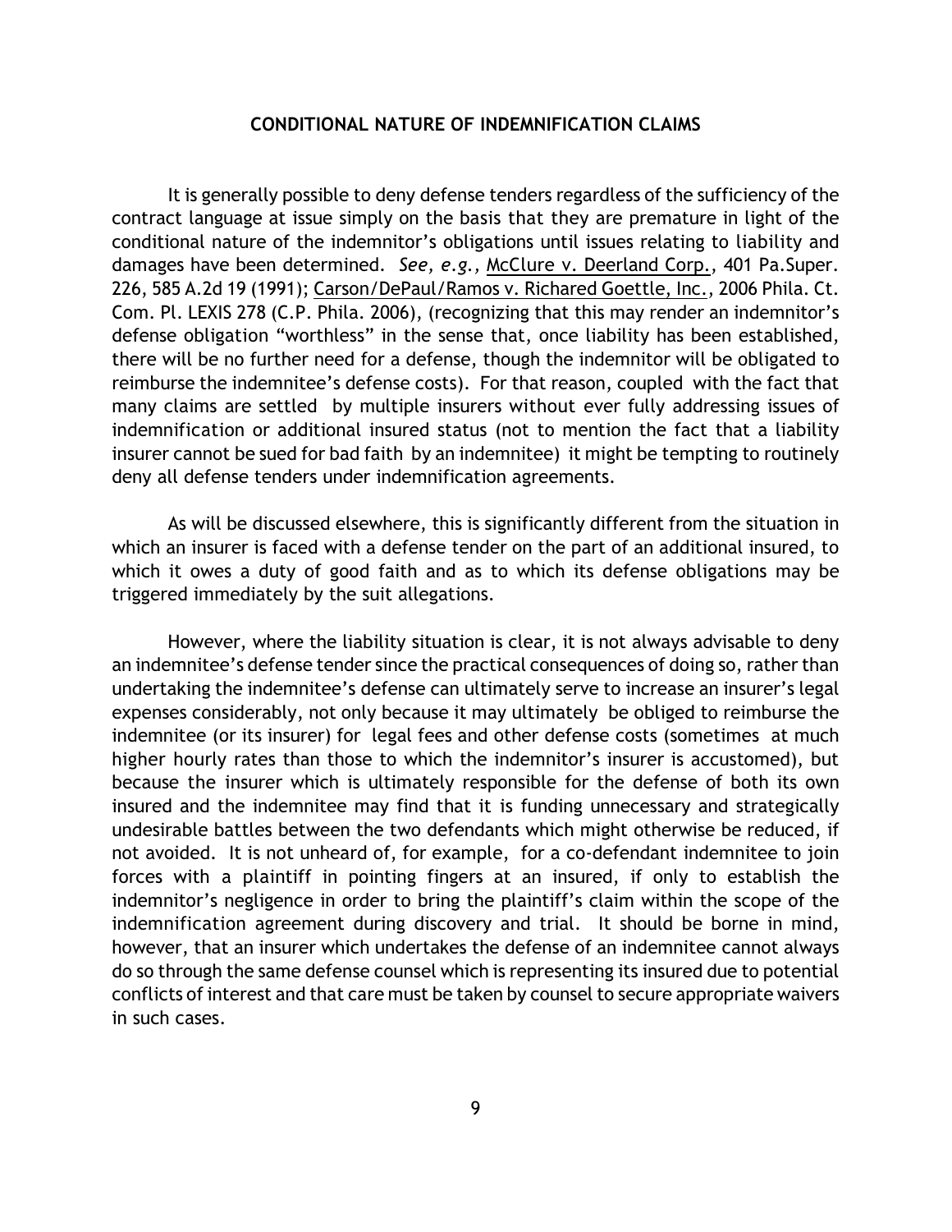## CONDITIONAL NATURE OF INDEMNIFICATION CLAIMS

It is generally possible to deny defense tenders regardless of the sufficiency of the contract language at issue simply on the basis that they are premature in light of the conditional nature of the indemnitor's obligations until issues relating to liability and damages have been determined. *See, e.g.,* McClure v. Deerland Corp., 401 Pa.Super. 226, 585 A.2d 19 (1991); Carson/DePaul/Ramos v. Richared Goettle, Inc., 2006 Phila. Ct. Com. Pl. LEXIS 278 (C.P. Phila. 2006), (recognizing that this may render an indemnitor's defense obligation "worthless" in the sense that, once liability has been established, there will be no further need for a defense, though the indemnitor will be obligated to reimburse the indemnitee's defense costs). For that reason, coupled with the fact that many claims are settled by multiple insurers without ever fully addressing issues of indemnification or additional insured status (not to mention the fact that a liability insurer cannot be sued for bad faith by an indemnitee) it might be tempting to routinely deny all defense tenders under indemnification agreements.

As will be discussed elsewhere, this is significantly different from the situation in which an insurer is faced with a defense tender on the part of an additional insured, to which it owes a duty of good faith and as to which its defense obligations may be triggered immediately by the suit allegations.

However, where the liability situation is clear, it is not always advisable to deny an indemnitee's defense tender since the practical consequences of doing so, rather than undertaking the indemnitee's defense can ultimately serve to increase an insurer's legal expenses considerably, not only because it may ultimately be obliged to reimburse the indemnitee (or its insurer) for legal fees and other defense costs (sometimes at much higher hourly rates than those to which the indemnitor's insurer is accustomed), but because the insurer which is ultimately responsible for the defense of both its own insured and the indemnitee may find that it is funding unnecessary and strategically undesirable battles between the two defendants which might otherwise be reduced, if not avoided. It is not unheard of, for example, for a co-defendant indemnitee to join forces with a plaintiff in pointing fingers at an insured, if only to establish the indemnitor's negligence in order to bring the plaintiff's claim within the scope of the indemnification agreement during discovery and trial. It should be borne in mind, however, that an insurer which undertakes the defense of an indemnitee cannot always do so through the same defense counsel which is representing its insured due to potential conflicts of interest and that care must be taken by counsel to secure appropriate waivers in such cases.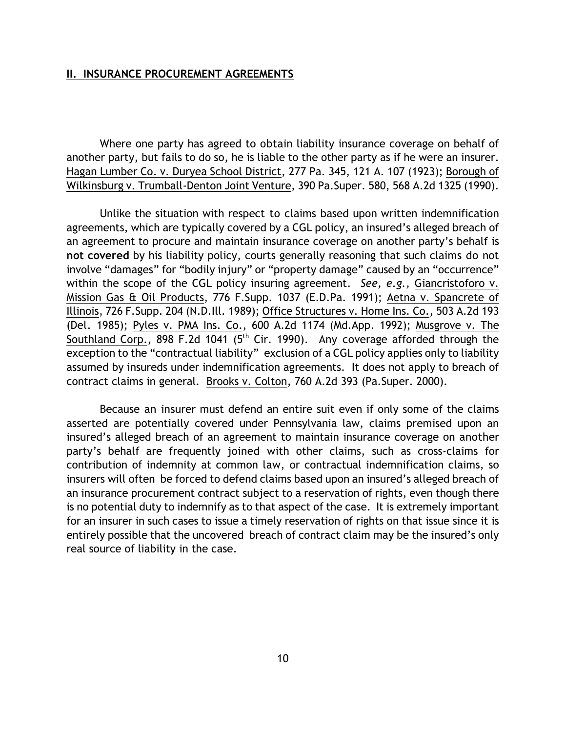## **II. INSURANCE PROCUREMENT AGREEMENTS**

Where one party has agreed to obtain liability insurance coverage on behalf of another party, but fails to do so, he is liable to the other party as if he were an insurer. Hagan Lumber Co. v. Duryea School District, 277 Pa. 345, 121 A. 107 (1923); Borough of Wilkinsburg v. Trumball-Denton Joint Venture, 390 Pa.Super. 580, 568 A.2d 1325 (1990).

Unlike the situation with respect to claims based upon written indemnification agreements, which are typically covered by a CGL policy, an insured's alleged breach of an agreement to procure and maintain insurance coverage on another party's behalf is **not covered** by his liability policy, courts generally reasoning that such claims do not involve "damages" for "bodily injury" or "property damage" caused by an "occurrence" within the scope of the CGL policy insuring agreement. *See, e.g.,* Giancristoforo v. Mission Gas & Oil Products, 776 F.Supp. 1037 (E.D.Pa. 1991); Aetna v. Spancrete of Illinois, 726 F.Supp. 204 (N.D.Ill. 1989); Office Structures v. Home Ins. Co., 503 A.2d 193 (Del. 1985); Pyles v. PMA Ins. Co., 600 A.2d 1174 (Md.App. 1992); Musgrove v. The Southland Corp., 898 F.2d 1041 (5th Cir. 1990). Any coverage afforded through the exception to the "contractual liability" exclusion of a CGL policy applies only to liability assumed by insureds under indemnification agreements. It does not apply to breach of contract claims in general. Brooks v. Colton, 760 A.2d 393 (Pa.Super. 2000).

Because an insurer must defend an entire suit even if only some of the claims asserted are potentially covered under Pennsylvania law, claims premised upon an insured's alleged breach of an agreement to maintain insurance coverage on another party's behalf are frequently joined with other claims, such as cross-claims for contribution of indemnity at common law, or contractual indemnification claims, so insurers will often be forced to defend claims based upon an insured's alleged breach of an insurance procurement contract subject to a reservation of rights, even though there is no potential duty to indemnify as to that aspect of the case. It is extremely important for an insurer in such cases to issue a timely reservation of rights on that issue since it is entirely possible that the uncovered breach of contract claim may be the insured's only real source of liability in the case.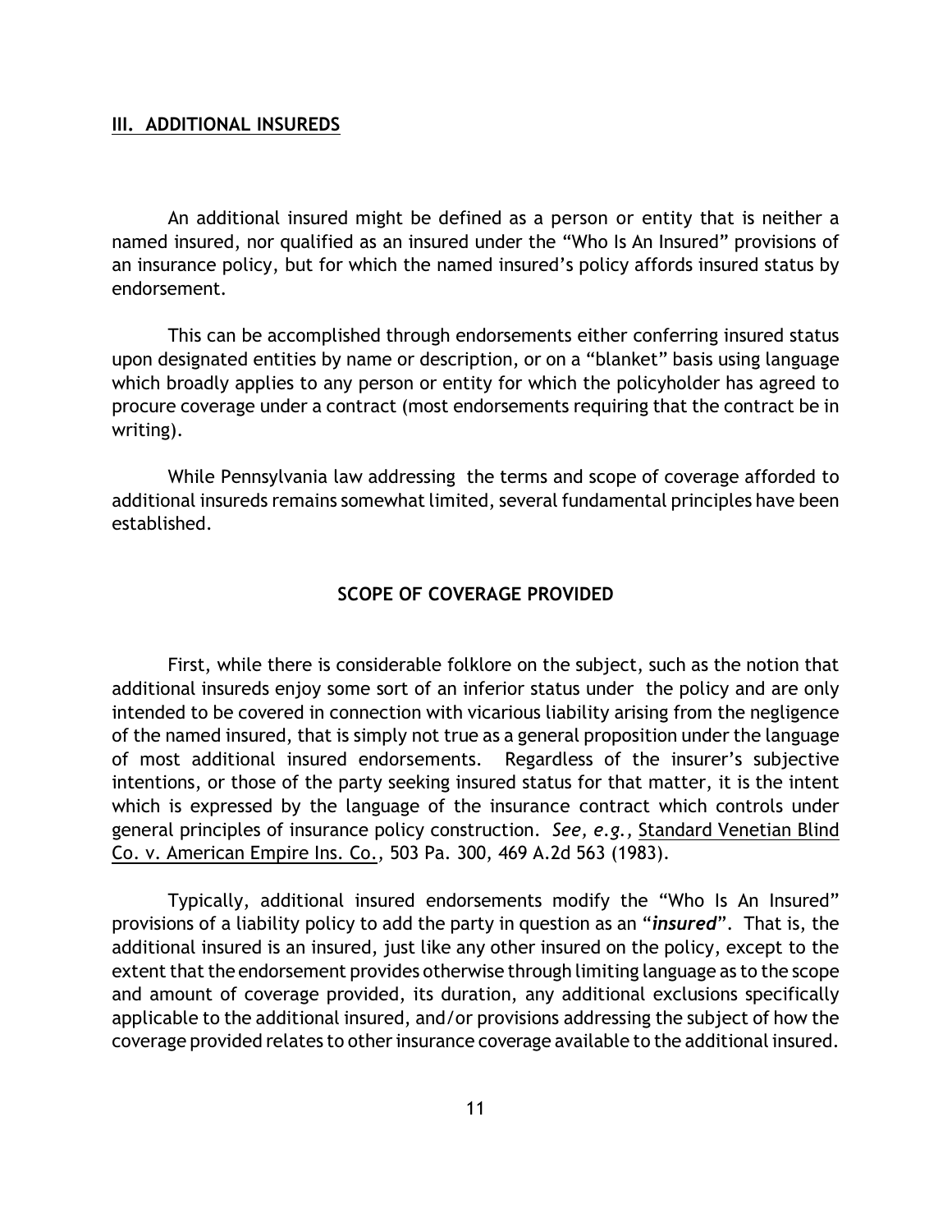## III. ADDITIONAL INSUREDS

An additional insured might be defined as a person or entity that is neither a named insured, nor qualified as an insured under the "Who Is An Insured" provisions of an insurance policy, but for which the named insured's policy affords insured status by endorsement.

This can be accomplished through endorsements either conferring insured status upon designated entities by name or description, or on a "blanket" basis using language which broadly applies to any person or entity for which the policyholder has agreed to procure coverage under a contract (most endorsements requiring that the contract be in writing).

While Pennsylvania law addressing the terms and scope of coverage afforded to additional insureds remains somewhat limited, several fundamental principles have been established.

### SCOPE OF COVERAGE PROVIDED

First, while there is considerable folklore on the subject, such as the notion that additional insureds enjoy some sort of an inferior status under the policy and are only intended to be covered in connection with vicarious liability arising from the negligence of the named insured, that is simply not true as a general proposition under the language of most additional insured endorsements. Regardless of the insurer's subjective intentions, or those of the party seeking insured status for that matter, it is the intent which is expressed by the language of the insurance contract which controls under general principles of insurance policy construction. *See, e.g.,* Standard Venetian Blind Co. v. American Empire Ins. Co., 503 Pa. 300, 469 A.2d 563 (1983).

Typically, additional insured endorsements modify the "Who Is An Insured" provisions of a liability policy to add the party in question as an "***insured***". That is, the additional insured is an insured, just like any other insured on the policy, except to the extent that the endorsement provides otherwise through limiting language as to the scope and amount of coverage provided, its duration, any additional exclusions specifically applicable to the additional insured, and/or provisions addressing the subject of how the coverage provided relates to other insurance coverage available to the additional insured.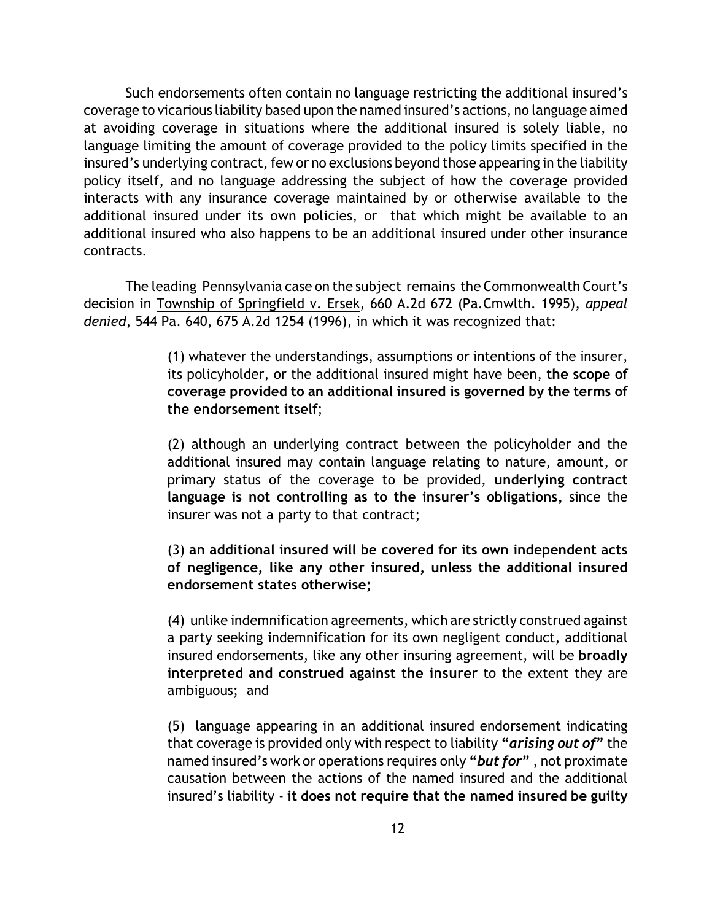Such endorsements often contain no language restricting the additional insured's coverage to vicarious liability based upon the named insured's actions, no language aimed at avoiding coverage in situations where the additional insured is solely liable, no language limiting the amount of coverage provided to the policy limits specified in the insured's underlying contract, few or no exclusions beyond those appearing in the liability policy itself, and no language addressing the subject of how the coverage provided interacts with any insurance coverage maintained by or otherwise available to the additional insured under its own policies, or that which might be available to an additional insured who also happens to be an additional insured under other insurance contracts.

The leading Pennsylvania case on the subject remains the Commonwealth Court's decision in Township of Springfield v. Ersek, 660 A.2d 672 (Pa.Cmwlth. 1995), *appeal denied*, 544 Pa. 640, 675 A.2d 1254 (1996), in which it was recognized that:

> (1) whatever the understandings, assumptions or intentions of the insurer, its policyholder, or the additional insured might have been, **the scope of coverage provided to an additional insured is governed by the terms of the endorsement itself**;
>
> (2) although an underlying contract between the policyholder and the additional insured may contain language relating to nature, amount, or primary status of the coverage to be provided, **underlying contract language is not controlling as to the insurer's obligations,** since the insurer was not a party to that contract;
>
> (3) **an additional insured will be covered for its own independent acts of negligence, like any other insured, unless the additional insured endorsement states otherwise;**
>
> (4) unlike indemnification agreements, which are strictly construed against a party seeking indemnification for its own negligent conduct, additional insured endorsements, like any other insuring agreement, will be **broadly interpreted and construed against the insurer** to the extent they are ambiguous; and
>
> (5) language appearing in an additional insured endorsement indicating that coverage is provided only with respect to liability **"*arising out of*"** the named insured's work or operations requires only **"*but for*"** , not proximate causation between the actions of the named insured and the additional insured's liability - **it does not require that the named insured be guilty**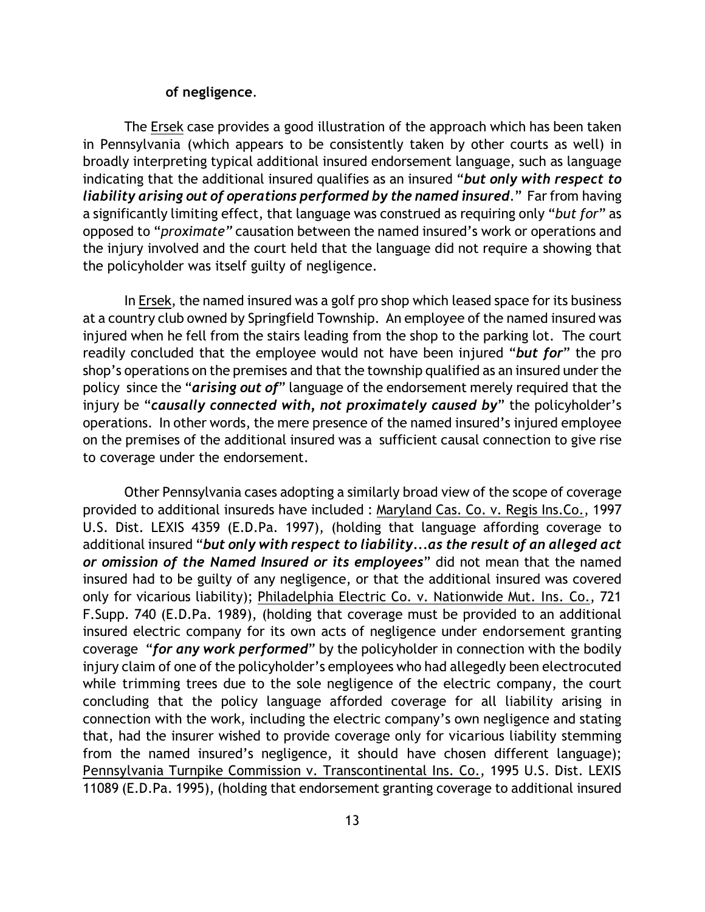**of negligence**.

The Ersek case provides a good illustration of the approach which has been taken in Pennsylvania (which appears to be consistently taken by other courts as well) in broadly interpreting typical additional insured endorsement language, such as language indicating that the additional insured qualifies as an insured "***but only with respect to liability arising out of operations performed by the named insured***." Far from having a significantly limiting effect, that language was construed as requiring only "*but for*" as opposed to "*proximate*" causation between the named insured's work or operations and the injury involved and the court held that the language did not require a showing that the policyholder was itself guilty of negligence.

In Ersek, the named insured was a golf pro shop which leased space for its business at a country club owned by Springfield Township. An employee of the named insured was injured when he fell from the stairs leading from the shop to the parking lot. The court readily concluded that the employee would not have been injured "***but for***" the pro shop's operations on the premises and that the township qualified as an insured under the policy since the "***arising out of***" language of the endorsement merely required that the injury be "***causally connected with, not proximately caused by***" the policyholder's operations. In other words, the mere presence of the named insured's injured employee on the premises of the additional insured was a sufficient causal connection to give rise to coverage under the endorsement.

Other Pennsylvania cases adopting a similarly broad view of the scope of coverage provided to additional insureds have included : Maryland Cas. Co. v. Regis Ins.Co., 1997 U.S. Dist. LEXIS 4359 (E.D.Pa. 1997), (holding that language affording coverage to additional insured "***but only with respect to liability...as the result of an alleged act or omission of the Named Insured or its employees***" did not mean that the named insured had to be guilty of any negligence, or that the additional insured was covered only for vicarious liability); Philadelphia Electric Co. v. Nationwide Mut. Ins. Co., 721 F.Supp. 740 (E.D.Pa. 1989), (holding that coverage must be provided to an additional insured electric company for its own acts of negligence under endorsement granting coverage "***for any work performed***" by the policyholder in connection with the bodily injury claim of one of the policyholder's employees who had allegedly been electrocuted while trimming trees due to the sole negligence of the electric company, the court concluding that the policy language afforded coverage for all liability arising in connection with the work, including the electric company's own negligence and stating that, had the insurer wished to provide coverage only for vicarious liability stemming from the named insured's negligence, it should have chosen different language); Pennsylvania Turnpike Commission v. Transcontinental Ins. Co., 1995 U.S. Dist. LEXIS 11089 (E.D.Pa. 1995), (holding that endorsement granting coverage to additional insured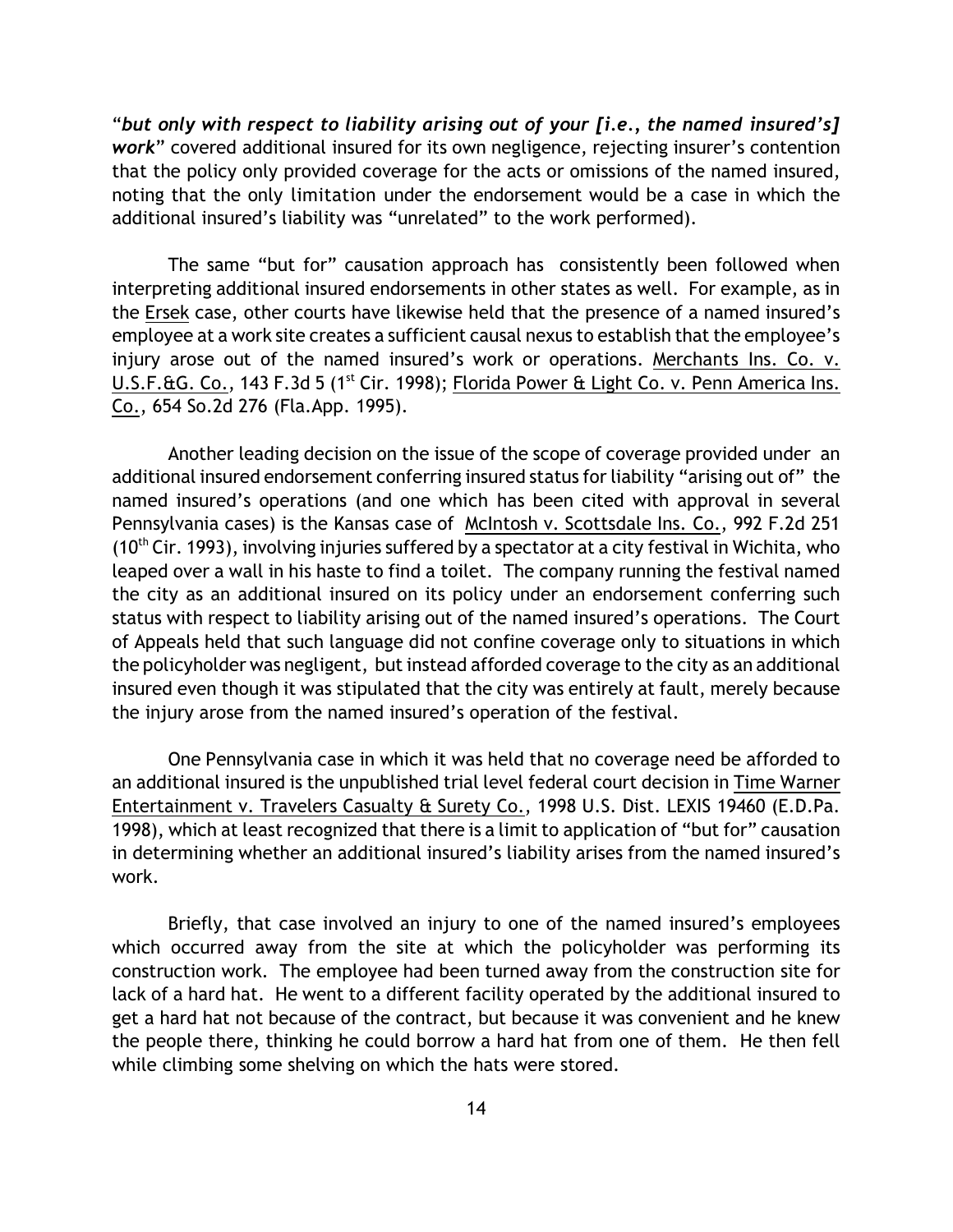"*but only with respect to liability arising out of your [i.e., the named insured's] work*" covered additional insured for its own negligence, rejecting insurer's contention that the policy only provided coverage for the acts or omissions of the named insured, noting that the only limitation under the endorsement would be a case in which the additional insured's liability was "unrelated" to the work performed).

The same "but for" causation approach has consistently been followed when interpreting additional insured endorsements in other states as well. For example, as in the Ersek case, other courts have likewise held that the presence of a named insured's employee at a work site creates a sufficient causal nexus to establish that the employee's injury arose out of the named insured's work or operations. Merchants Ins. Co. v. U.S.F.&G. Co., 143 F.3d 5 (1st Cir. 1998); Florida Power & Light Co. v. Penn America Ins. Co., 654 So.2d 276 (Fla.App. 1995).

Another leading decision on the issue of the scope of coverage provided under an additional insured endorsement conferring insured status for liability "arising out of" the named insured's operations (and one which has been cited with approval in several Pennsylvania cases) is the Kansas case of McIntosh v. Scottsdale Ins. Co., 992 F.2d 251 (10th Cir. 1993), involving injuries suffered by a spectator at a city festival in Wichita, who leaped over a wall in his haste to find a toilet. The company running the festival named the city as an additional insured on its policy under an endorsement conferring such status with respect to liability arising out of the named insured's operations. The Court of Appeals held that such language did not confine coverage only to situations in which the policyholder was negligent, but instead afforded coverage to the city as an additional insured even though it was stipulated that the city was entirely at fault, merely because the injury arose from the named insured's operation of the festival.

One Pennsylvania case in which it was held that no coverage need be afforded to an additional insured is the unpublished trial level federal court decision in Time Warner Entertainment v. Travelers Casualty & Surety Co., 1998 U.S. Dist. LEXIS 19460 (E.D.Pa. 1998), which at least recognized that there is a limit to application of "but for" causation in determining whether an additional insured's liability arises from the named insured's work.

Briefly, that case involved an injury to one of the named insured's employees which occurred away from the site at which the policyholder was performing its construction work. The employee had been turned away from the construction site for lack of a hard hat. He went to a different facility operated by the additional insured to get a hard hat not because of the contract, but because it was convenient and he knew the people there, thinking he could borrow a hard hat from one of them. He then fell while climbing some shelving on which the hats were stored.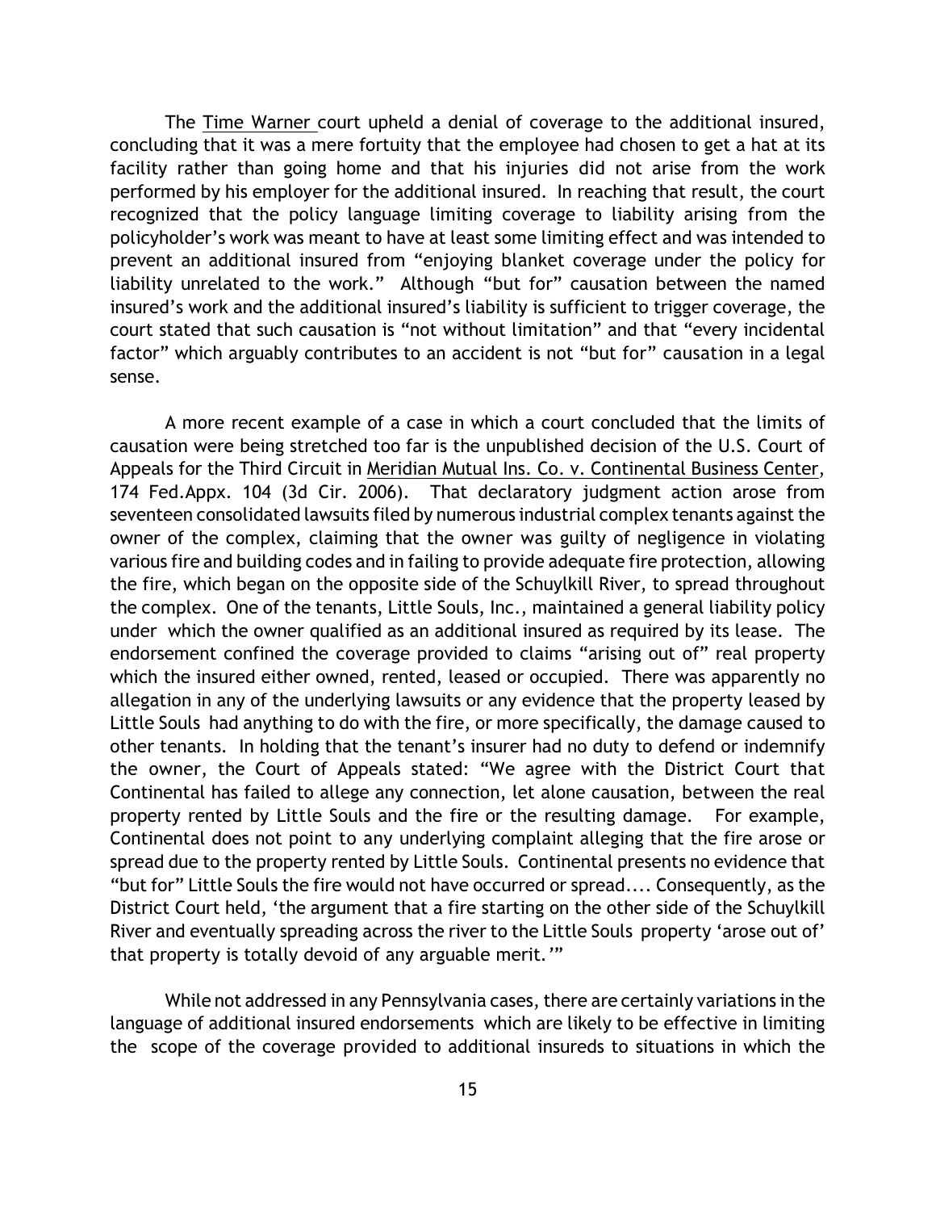The Time Warner court upheld a denial of coverage to the additional insured, concluding that it was a mere fortuity that the employee had chosen to get a hat at its facility rather than going home and that his injuries did not arise from the work performed by his employer for the additional insured. In reaching that result, the court recognized that the policy language limiting coverage to liability arising from the policyholder's work was meant to have at least some limiting effect and was intended to prevent an additional insured from "enjoying blanket coverage under the policy for liability unrelated to the work." Although "but for" causation between the named insured's work and the additional insured's liability is sufficient to trigger coverage, the court stated that such causation is "not without limitation" and that "every incidental factor" which arguably contributes to an accident is not "but for" causation in a legal sense.

A more recent example of a case in which a court concluded that the limits of causation were being stretched too far is the unpublished decision of the U.S. Court of Appeals for the Third Circuit in Meridian Mutual Ins. Co. v. Continental Business Center, 174 Fed.Appx. 104 (3d Cir. 2006). That declaratory judgment action arose from seventeen consolidated lawsuits filed by numerous industrial complex tenants against the owner of the complex, claiming that the owner was guilty of negligence in violating various fire and building codes and in failing to provide adequate fire protection, allowing the fire, which began on the opposite side of the Schuylkill River, to spread throughout the complex. One of the tenants, Little Souls, Inc., maintained a general liability policy under which the owner qualified as an additional insured as required by its lease. The endorsement confined the coverage provided to claims "arising out of" real property which the insured either owned, rented, leased or occupied. There was apparently no allegation in any of the underlying lawsuits or any evidence that the property leased by Little Souls had anything to do with the fire, or more specifically, the damage caused to other tenants. In holding that the tenant's insurer had no duty to defend or indemnify the owner, the Court of Appeals stated: "We agree with the District Court that Continental has failed to allege any connection, let alone causation, between the real property rented by Little Souls and the fire or the resulting damage. For example, Continental does not point to any underlying complaint alleging that the fire arose or spread due to the property rented by Little Souls. Continental presents no evidence that "but for" Little Souls the fire would not have occurred or spread.... Consequently, as the District Court held, 'the argument that a fire starting on the other side of the Schuylkill River and eventually spreading across the river to the Little Souls property 'arose out of' that property is totally devoid of any arguable merit.'"

While not addressed in any Pennsylvania cases, there are certainly variations in the language of additional insured endorsements which are likely to be effective in limiting the scope of the coverage provided to additional insureds to situations in which the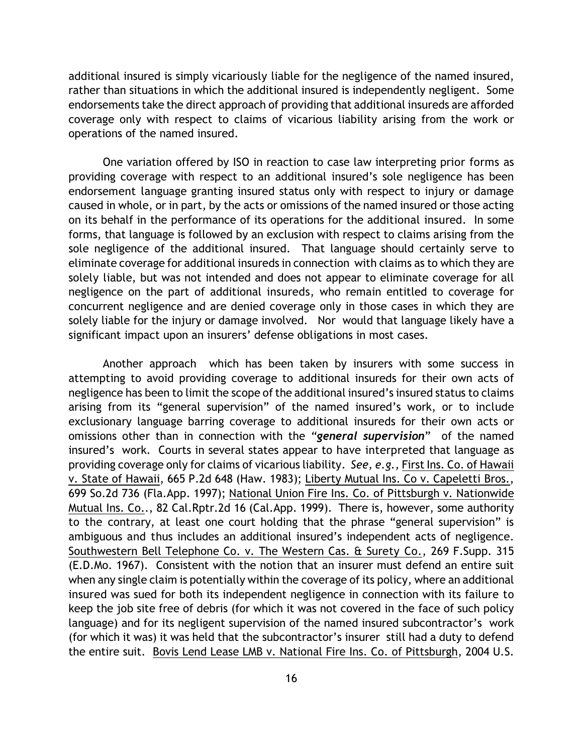additional insured is simply vicariously liable for the negligence of the named insured, rather than situations in which the additional insured is independently negligent. Some endorsements take the direct approach of providing that additional insureds are afforded coverage only with respect to claims of vicarious liability arising from the work or operations of the named insured.

One variation offered by ISO in reaction to case law interpreting prior forms as providing coverage with respect to an additional insured's sole negligence has been endorsement language granting insured status only with respect to injury or damage caused in whole, or in part, by the acts or omissions of the named insured or those acting on its behalf in the performance of its operations for the additional insured. In some forms, that language is followed by an exclusion with respect to claims arising from the sole negligence of the additional insured. That language should certainly serve to eliminate coverage for additional insureds in connection with claims as to which they are solely liable, but was not intended and does not appear to eliminate coverage for all negligence on the part of additional insureds, who remain entitled to coverage for concurrent negligence and are denied coverage only in those cases in which they are solely liable for the injury or damage involved. Nor would that language likely have a significant impact upon an insurers' defense obligations in most cases.

Another approach which has been taken by insurers with some success in attempting to avoid providing coverage to additional insureds for their own acts of negligence has been to limit the scope of the additional insured's insured status to claims arising from its "general supervision" of the named insured's work, or to include exclusionary language barring coverage to additional insureds for their own acts or omissions other than in connection with the "***general supervision***" of the named insured's work. Courts in several states appear to have interpreted that language as providing coverage only for claims of vicarious liability. *See, e.g.,* First Ins. Co. of Hawaii v. State of Hawaii, 665 P.2d 648 (Haw. 1983); Liberty Mutual Ins. Co v. Capeletti Bros., 699 So.2d 736 (Fla.App. 1997); National Union Fire Ins. Co. of Pittsburgh v. Nationwide Mutual Ins. Co.., 82 Cal.Rptr.2d 16 (Cal.App. 1999). There is, however, some authority to the contrary, at least one court holding that the phrase "general supervision" is ambiguous and thus includes an additional insured's independent acts of negligence. Southwestern Bell Telephone Co. v. The Western Cas. & Surety Co., 269 F.Supp. 315 (E.D.Mo. 1967). Consistent with the notion that an insurer must defend an entire suit when any single claim is potentially within the coverage of its policy, where an additional insured was sued for both its independent negligence in connection with its failure to keep the job site free of debris (for which it was not covered in the face of such policy language) and for its negligent supervision of the named insured subcontractor's work (for which it was) it was held that the subcontractor's insurer still had a duty to defend the entire suit. Bovis Lend Lease LMB v. National Fire Ins. Co. of Pittsburgh, 2004 U.S.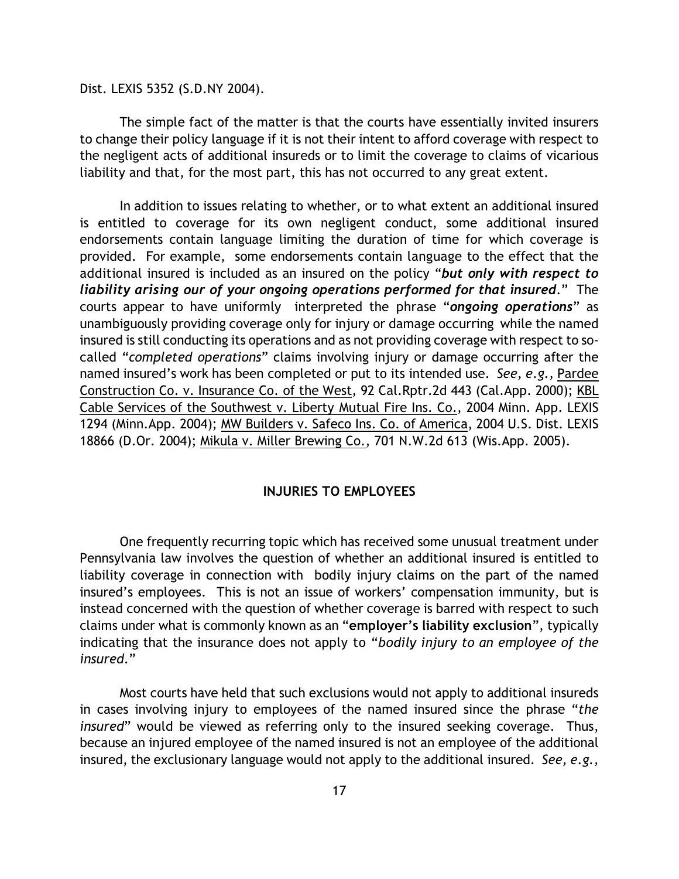Dist. LEXIS 5352 (S.D.NY 2004).

The simple fact of the matter is that the courts have essentially invited insurers to change their policy language if it is not their intent to afford coverage with respect to the negligent acts of additional insureds or to limit the coverage to claims of vicarious liability and that, for the most part, this has not occurred to any great extent.

In addition to issues relating to whether, or to what extent an additional insured is entitled to coverage for its own negligent conduct, some additional insured endorsements contain language limiting the duration of time for which coverage is provided. For example, some endorsements contain language to the effect that the additional insured is included as an insured on the policy "***but only with respect to liability arising our of your ongoing operations performed for that insured***." The courts appear to have uniformly interpreted the phrase "***ongoing operations***" as unambiguously providing coverage only for injury or damage occurring while the named insured is still conducting its operations and as not providing coverage with respect to so-called "*completed operations*" claims involving injury or damage occurring after the named insured's work has been completed or put to its intended use. *See, e.g.,* Pardee Construction Co. v. Insurance Co. of the West, 92 Cal.Rptr.2d 443 (Cal.App. 2000); KBL Cable Services of the Southwest v. Liberty Mutual Fire Ins. Co., 2004 Minn. App. LEXIS 1294 (Minn.App. 2004); MW Builders v. Safeco Ins. Co. of America, 2004 U.S. Dist. LEXIS 18866 (D.Or. 2004); Mikula v. Miller Brewing Co., 701 N.W.2d 613 (Wis.App. 2005).

## INJURIES TO EMPLOYEES

One frequently recurring topic which has received some unusual treatment under Pennsylvania law involves the question of whether an additional insured is entitled to liability coverage in connection with bodily injury claims on the part of the named insured's employees. This is not an issue of workers' compensation immunity, but is instead concerned with the question of whether coverage is barred with respect to such claims under what is commonly known as an "**employer's liability exclusion**", typically indicating that the insurance does not apply to "*bodily injury to an employee of the insured.*"

Most courts have held that such exclusions would not apply to additional insureds in cases involving injury to employees of the named insured since the phrase "*the insured*" would be viewed as referring only to the insured seeking coverage. Thus, because an injured employee of the named insured is not an employee of the additional insured, the exclusionary language would not apply to the additional insured. *See, e.g.,*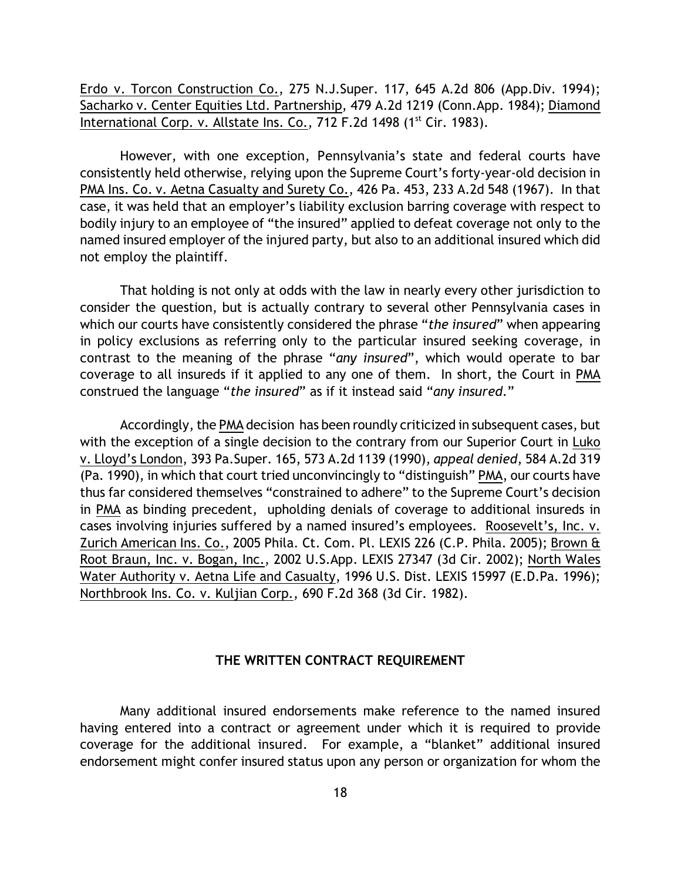Erdo v. Torcon Construction Co., 275 N.J.Super. 117, 645 A.2d 806 (App.Div. 1994); Sacharko v. Center Equities Ltd. Partnership, 479 A.2d 1219 (Conn.App. 1984); Diamond International Corp. v. Allstate Ins. Co., 712 F.2d 1498 (1st Cir. 1983).

However, with one exception, Pennsylvania's state and federal courts have consistently held otherwise, relying upon the Supreme Court's forty-year-old decision in PMA Ins. Co. v. Aetna Casualty and Surety Co., 426 Pa. 453, 233 A.2d 548 (1967). In that case, it was held that an employer's liability exclusion barring coverage with respect to bodily injury to an employee of "the insured" applied to defeat coverage not only to the named insured employer of the injured party, but also to an additional insured which did not employ the plaintiff.

That holding is not only at odds with the law in nearly every other jurisdiction to consider the question, but is actually contrary to several other Pennsylvania cases in which our courts have consistently considered the phrase "*the insured*" when appearing in policy exclusions as referring only to the particular insured seeking coverage, in contrast to the meaning of the phrase "*any insured*", which would operate to bar coverage to all insureds if it applied to any one of them. In short, the Court in PMA construed the language "*the insured*" as if it instead said "*any insured*."

Accordingly, the PMA decision has been roundly criticized in subsequent cases, but with the exception of a single decision to the contrary from our Superior Court in Luko v. Lloyd's London, 393 Pa.Super. 165, 573 A.2d 1139 (1990), *appeal denied*, 584 A.2d 319 (Pa. 1990), in which that court tried unconvincingly to "distinguish" PMA, our courts have thus far considered themselves "constrained to adhere" to the Supreme Court's decision in PMA as binding precedent, upholding denials of coverage to additional insureds in cases involving injuries suffered by a named insured's employees. Roosevelt's, Inc. v. Zurich American Ins. Co., 2005 Phila. Ct. Com. Pl. LEXIS 226 (C.P. Phila. 2005); Brown & Root Braun, Inc. v. Bogan, Inc., 2002 U.S.App. LEXIS 27347 (3d Cir. 2002); North Wales Water Authority v. Aetna Life and Casualty, 1996 U.S. Dist. LEXIS 15997 (E.D.Pa. 1996); Northbrook Ins. Co. v. Kuljian Corp., 690 F.2d 368 (3d Cir. 1982).

## THE WRITTEN CONTRACT REQUIREMENT

Many additional insured endorsements make reference to the named insured having entered into a contract or agreement under which it is required to provide coverage for the additional insured. For example, a "blanket" additional insured endorsement might confer insured status upon any person or organization for whom the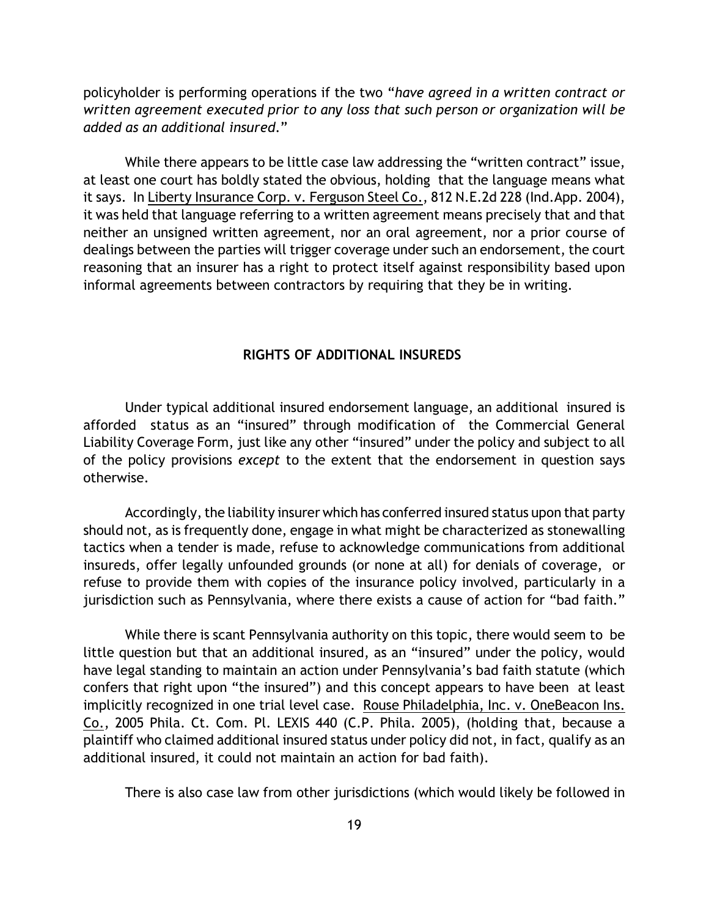policyholder is performing operations if the two "*have agreed in a written contract or written agreement executed prior to any loss that such person or organization will be added as an additional insured*."

While there appears to be little case law addressing the "written contract" issue, at least one court has boldly stated the obvious, holding that the language means what it says. In Liberty Insurance Corp. v. Ferguson Steel Co., 812 N.E.2d 228 (Ind.App. 2004), it was held that language referring to a written agreement means precisely that and that neither an unsigned written agreement, nor an oral agreement, nor a prior course of dealings between the parties will trigger coverage under such an endorsement, the court reasoning that an insurer has a right to protect itself against responsibility based upon informal agreements between contractors by requiring that they be in writing.

## RIGHTS OF ADDITIONAL INSUREDS

Under typical additional insured endorsement language, an additional insured is afforded status as an "insured" through modification of the Commercial General Liability Coverage Form, just like any other "insured" under the policy and subject to all of the policy provisions *except* to the extent that the endorsement in question says otherwise.

Accordingly, the liability insurer which has conferred insured status upon that party should not, as is frequently done, engage in what might be characterized as stonewalling tactics when a tender is made, refuse to acknowledge communications from additional insureds, offer legally unfounded grounds (or none at all) for denials of coverage, or refuse to provide them with copies of the insurance policy involved, particularly in a jurisdiction such as Pennsylvania, where there exists a cause of action for "bad faith."

While there is scant Pennsylvania authority on this topic, there would seem to be little question but that an additional insured, as an "insured" under the policy, would have legal standing to maintain an action under Pennsylvania's bad faith statute (which confers that right upon "the insured") and this concept appears to have been at least implicitly recognized in one trial level case. Rouse Philadelphia, Inc. v. OneBeacon Ins. Co., 2005 Phila. Ct. Com. Pl. LEXIS 440 (C.P. Phila. 2005), (holding that, because a plaintiff who claimed additional insured status under policy did not, in fact, qualify as an additional insured, it could not maintain an action for bad faith).

There is also case law from other jurisdictions (which would likely be followed in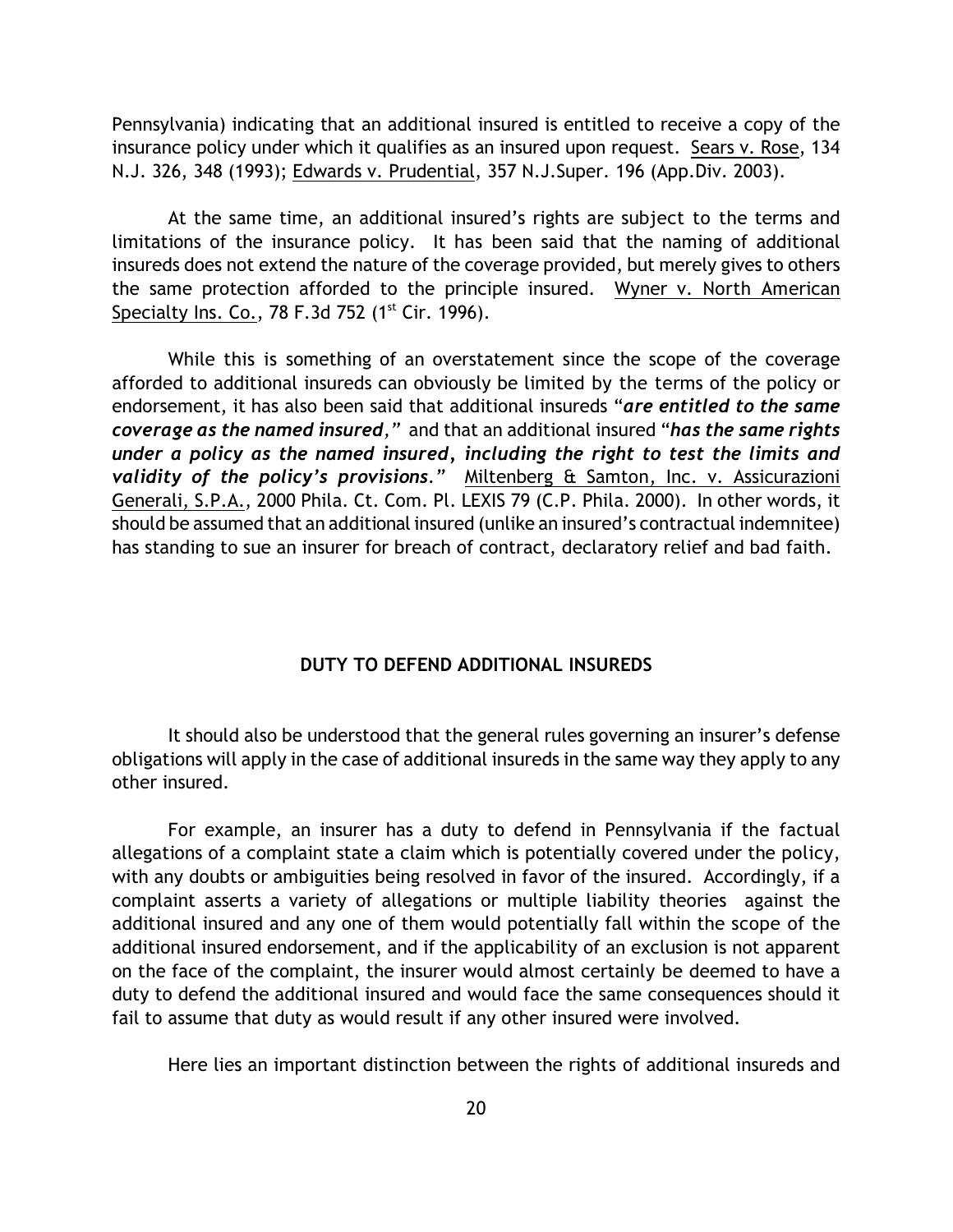Pennsylvania) indicating that an additional insured is entitled to receive a copy of the insurance policy under which it qualifies as an insured upon request. Sears v. Rose, 134 N.J. 326, 348 (1993); Edwards v. Prudential, 357 N.J.Super. 196 (App.Div. 2003).

At the same time, an additional insured's rights are subject to the terms and limitations of the insurance policy. It has been said that the naming of additional insureds does not extend the nature of the coverage provided, but merely gives to others the same protection afforded to the principle insured. Wyner v. North American Specialty Ins. Co., 78 F.3d 752 (1st Cir. 1996).

While this is something of an overstatement since the scope of the coverage afforded to additional insureds can obviously be limited by the terms of the policy or endorsement, it has also been said that additional insureds "***are entitled to the same coverage as the named insured,***" and that an additional insured "***has the same rights under a policy as the named insured, including the right to test the limits and validity of the policy's provisions.***" Miltenberg & Samton, Inc. v. Assicurazioni Generali, S.P.A., 2000 Phila. Ct. Com. Pl. LEXIS 79 (C.P. Phila. 2000). In other words, it should be assumed that an additional insured (unlike an insured's contractual indemnitee) has standing to sue an insurer for breach of contract, declaratory relief and bad faith.

## DUTY TO DEFEND ADDITIONAL INSUREDS

It should also be understood that the general rules governing an insurer's defense obligations will apply in the case of additional insureds in the same way they apply to any other insured.

For example, an insurer has a duty to defend in Pennsylvania if the factual allegations of a complaint state a claim which is potentially covered under the policy, with any doubts or ambiguities being resolved in favor of the insured. Accordingly, if a complaint asserts a variety of allegations or multiple liability theories against the additional insured and any one of them would potentially fall within the scope of the additional insured endorsement, and if the applicability of an exclusion is not apparent on the face of the complaint, the insurer would almost certainly be deemed to have a duty to defend the additional insured and would face the same consequences should it fail to assume that duty as would result if any other insured were involved.

Here lies an important distinction between the rights of additional insureds and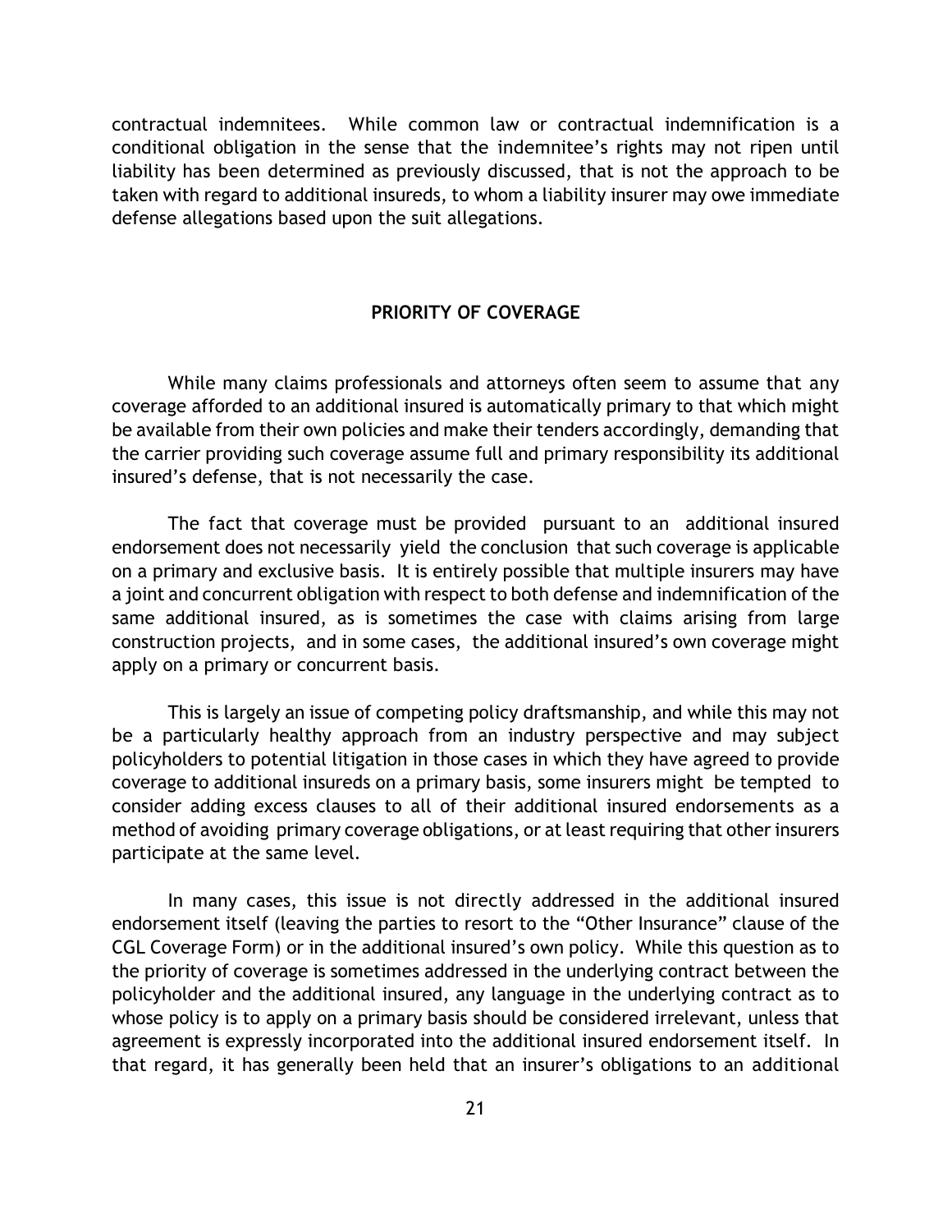contractual indemnitees. While common law or contractual indemnification is a conditional obligation in the sense that the indemnitee's rights may not ripen until liability has been determined as previously discussed, that is not the approach to be taken with regard to additional insureds, to whom a liability insurer may owe immediate defense allegations based upon the suit allegations.

## PRIORITY OF COVERAGE

While many claims professionals and attorneys often seem to assume that any coverage afforded to an additional insured is automatically primary to that which might be available from their own policies and make their tenders accordingly, demanding that the carrier providing such coverage assume full and primary responsibility its additional insured's defense, that is not necessarily the case.

The fact that coverage must be provided pursuant to an additional insured endorsement does not necessarily yield the conclusion that such coverage is applicable on a primary and exclusive basis. It is entirely possible that multiple insurers may have a joint and concurrent obligation with respect to both defense and indemnification of the same additional insured, as is sometimes the case with claims arising from large construction projects, and in some cases, the additional insured's own coverage might apply on a primary or concurrent basis.

This is largely an issue of competing policy draftsmanship, and while this may not be a particularly healthy approach from an industry perspective and may subject policyholders to potential litigation in those cases in which they have agreed to provide coverage to additional insureds on a primary basis, some insurers might be tempted to consider adding excess clauses to all of their additional insured endorsements as a method of avoiding primary coverage obligations, or at least requiring that other insurers participate at the same level.

In many cases, this issue is not directly addressed in the additional insured endorsement itself (leaving the parties to resort to the "Other Insurance" clause of the CGL Coverage Form) or in the additional insured's own policy. While this question as to the priority of coverage is sometimes addressed in the underlying contract between the policyholder and the additional insured, any language in the underlying contract as to whose policy is to apply on a primary basis should be considered irrelevant, unless that agreement is expressly incorporated into the additional insured endorsement itself. In that regard, it has generally been held that an insurer's obligations to an additional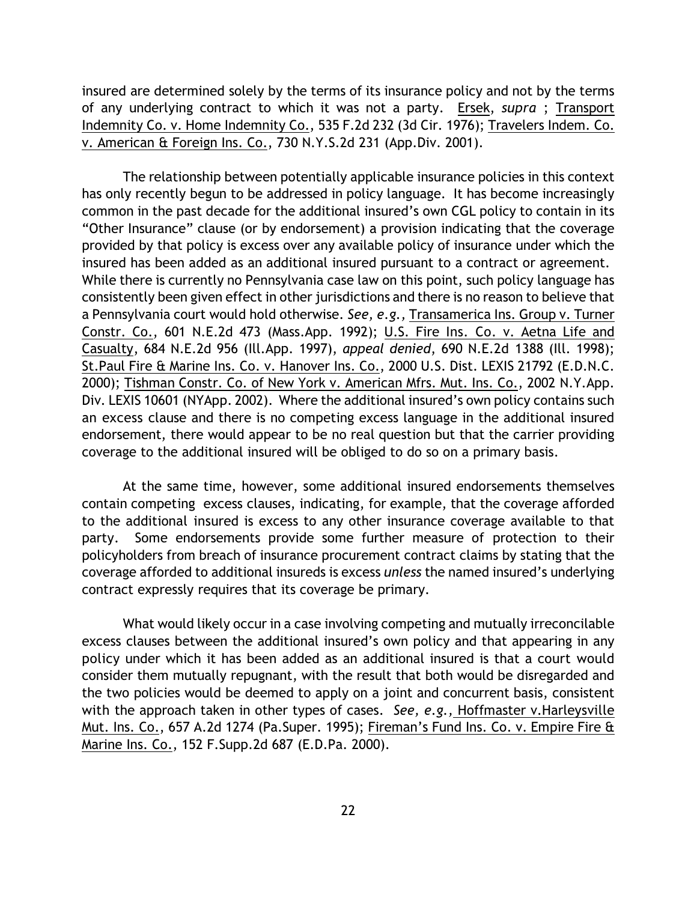insured are determined solely by the terms of its insurance policy and not by the terms of any underlying contract to which it was not a party. Ersek, *supra* ; Transport Indemnity Co. v. Home Indemnity Co., 535 F.2d 232 (3d Cir. 1976); Travelers Indem. Co. v. American & Foreign Ins. Co., 730 N.Y.S.2d 231 (App.Div. 2001).

The relationship between potentially applicable insurance policies in this context has only recently begun to be addressed in policy language. It has become increasingly common in the past decade for the additional insured's own CGL policy to contain in its "Other Insurance" clause (or by endorsement) a provision indicating that the coverage provided by that policy is excess over any available policy of insurance under which the insured has been added as an additional insured pursuant to a contract or agreement. While there is currently no Pennsylvania case law on this point, such policy language has consistently been given effect in other jurisdictions and there is no reason to believe that a Pennsylvania court would hold otherwise. *See, e.g.,* Transamerica Ins. Group v. Turner Constr. Co., 601 N.E.2d 473 (Mass.App. 1992); U.S. Fire Ins. Co. v. Aetna Life and Casualty, 684 N.E.2d 956 (Ill.App. 1997), *appeal denied*, 690 N.E.2d 1388 (Ill. 1998); St.Paul Fire & Marine Ins. Co. v. Hanover Ins. Co., 2000 U.S. Dist. LEXIS 21792 (E.D.N.C. 2000); Tishman Constr. Co. of New York v. American Mfrs. Mut. Ins. Co., 2002 N.Y.App. Div. LEXIS 10601 (NYApp. 2002). Where the additional insured's own policy contains such an excess clause and there is no competing excess language in the additional insured endorsement, there would appear to be no real question but that the carrier providing coverage to the additional insured will be obliged to do so on a primary basis.

At the same time, however, some additional insured endorsements themselves contain competing excess clauses, indicating, for example, that the coverage afforded to the additional insured is excess to any other insurance coverage available to that party. Some endorsements provide some further measure of protection to their policyholders from breach of insurance procurement contract claims by stating that the coverage afforded to additional insureds is excess *unless* the named insured's underlying contract expressly requires that its coverage be primary.

What would likely occur in a case involving competing and mutually irreconcilable excess clauses between the additional insured's own policy and that appearing in any policy under which it has been added as an additional insured is that a court would consider them mutually repugnant, with the result that both would be disregarded and the two policies would be deemed to apply on a joint and concurrent basis, consistent with the approach taken in other types of cases. *See, e.g.,* Hoffmaster v.Harleysville Mut. Ins. Co., 657 A.2d 1274 (Pa.Super. 1995); Fireman's Fund Ins. Co. v. Empire Fire & Marine Ins. Co., 152 F.Supp.2d 687 (E.D.Pa. 2000).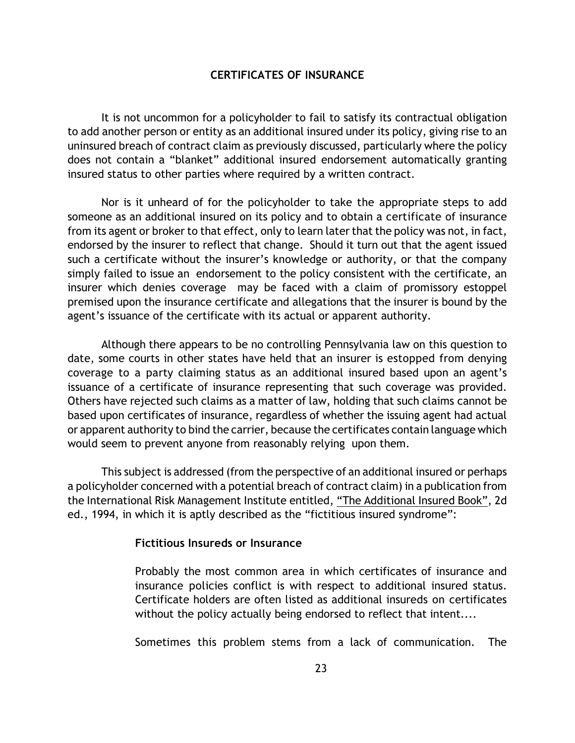## CERTIFICATES OF INSURANCE

It is not uncommon for a policyholder to fail to satisfy its contractual obligation to add another person or entity as an additional insured under its policy, giving rise to an uninsured breach of contract claim as previously discussed, particularly where the policy does not contain a "blanket" additional insured endorsement automatically granting insured status to other parties where required by a written contract.

Nor is it unheard of for the policyholder to take the appropriate steps to add someone as an additional insured on its policy and to obtain a certificate of insurance from its agent or broker to that effect, only to learn later that the policy was not, in fact, endorsed by the insurer to reflect that change. Should it turn out that the agent issued such a certificate without the insurer's knowledge or authority, or that the company simply failed to issue an endorsement to the policy consistent with the certificate, an insurer which denies coverage may be faced with a claim of promissory estoppel premised upon the insurance certificate and allegations that the insurer is bound by the agent's issuance of the certificate with its actual or apparent authority.

Although there appears to be no controlling Pennsylvania law on this question to date, some courts in other states have held that an insurer is estopped from denying coverage to a party claiming status as an additional insured based upon an agent's issuance of a certificate of insurance representing that such coverage was provided. Others have rejected such claims as a matter of law, holding that such claims cannot be based upon certificates of insurance, regardless of whether the issuing agent had actual or apparent authority to bind the carrier, because the certificates contain language which would seem to prevent anyone from reasonably relying upon them.

This subject is addressed (from the perspective of an additional insured or perhaps a policyholder concerned with a potential breach of contract claim) in a publication from the International Risk Management Institute entitled, "The Additional Insured Book", 2d ed., 1994, in which it is aptly described as the "fictitious insured syndrome":

> **Fictitious Insureds or Insurance**
>
> Probably the most common area in which certificates of insurance and insurance policies conflict is with respect to additional insured status. Certificate holders are often listed as additional insureds on certificates without the policy actually being endorsed to reflect that intent....
>
> Sometimes this problem stems from a lack of communication. The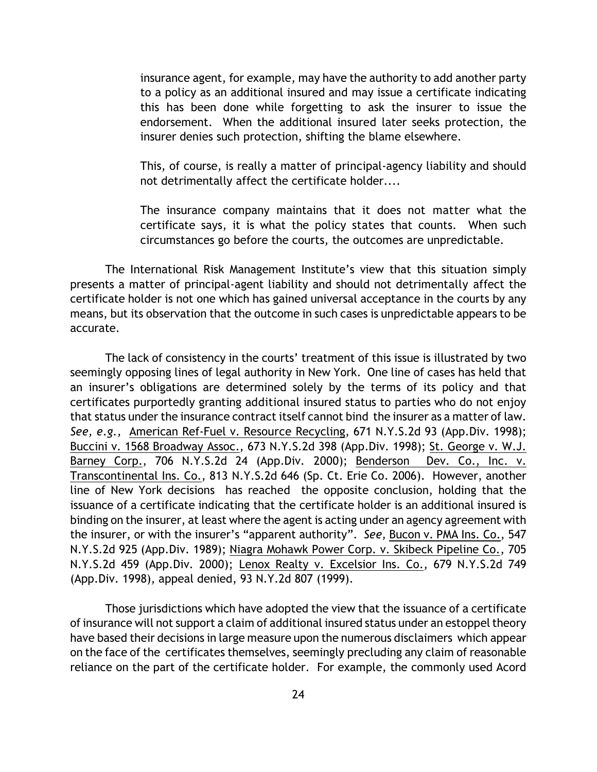> insurance agent, for example, may have the authority to add another party to a policy as an additional insured and may issue a certificate indicating this has been done while forgetting to ask the insurer to issue the endorsement. When the additional insured later seeks protection, the insurer denies such protection, shifting the blame elsewhere.
>
> This, of course, is really a matter of principal-agency liability and should not detrimentally affect the certificate holder....
>
> The insurance company maintains that it does not matter what the certificate says, it is what the policy states that counts. When such circumstances go before the courts, the outcomes are unpredictable.

The International Risk Management Institute's view that this situation simply presents a matter of principal-agent liability and should not detrimentally affect the certificate holder is not one which has gained universal acceptance in the courts by any means, but its observation that the outcome in such cases is unpredictable appears to be accurate.

The lack of consistency in the courts' treatment of this issue is illustrated by two seemingly opposing lines of legal authority in New York. One line of cases has held that an insurer's obligations are determined solely by the terms of its policy and that certificates purportedly granting additional insured status to parties who do not enjoy that status under the insurance contract itself cannot bind the insurer as a matter of law. *See, e.g.,* American Ref-Fuel v. Resource Recycling, 671 N.Y.S.2d 93 (App.Div. 1998); Buccini v. 1568 Broadway Assoc., 673 N.Y.S.2d 398 (App.Div. 1998); St. George v. W.J. Barney Corp., 706 N.Y.S.2d 24 (App.Div. 2000); Benderson Dev. Co., Inc. v. Transcontinental Ins. Co., 813 N.Y.S.2d 646 (Sp. Ct. Erie Co. 2006). However, another line of New York decisions has reached the opposite conclusion, holding that the issuance of a certificate indicating that the certificate holder is an additional insured is binding on the insurer, at least where the agent is acting under an agency agreement with the insurer, or with the insurer's "apparent authority". *See,* Bucon v. PMA Ins. Co., 547 N.Y.S.2d 925 (App.Div. 1989); Niagra Mohawk Power Corp. v. Skibeck Pipeline Co., 705 N.Y.S.2d 459 (App.Div. 2000); Lenox Realty v. Excelsior Ins. Co., 679 N.Y.S.2d 749 (App.Div. 1998), appeal denied, 93 N.Y.2d 807 (1999).

Those jurisdictions which have adopted the view that the issuance of a certificate of insurance will not support a claim of additional insured status under an estoppel theory have based their decisions in large measure upon the numerous disclaimers which appear on the face of the certificates themselves, seemingly precluding any claim of reasonable reliance on the part of the certificate holder. For example, the commonly used Acord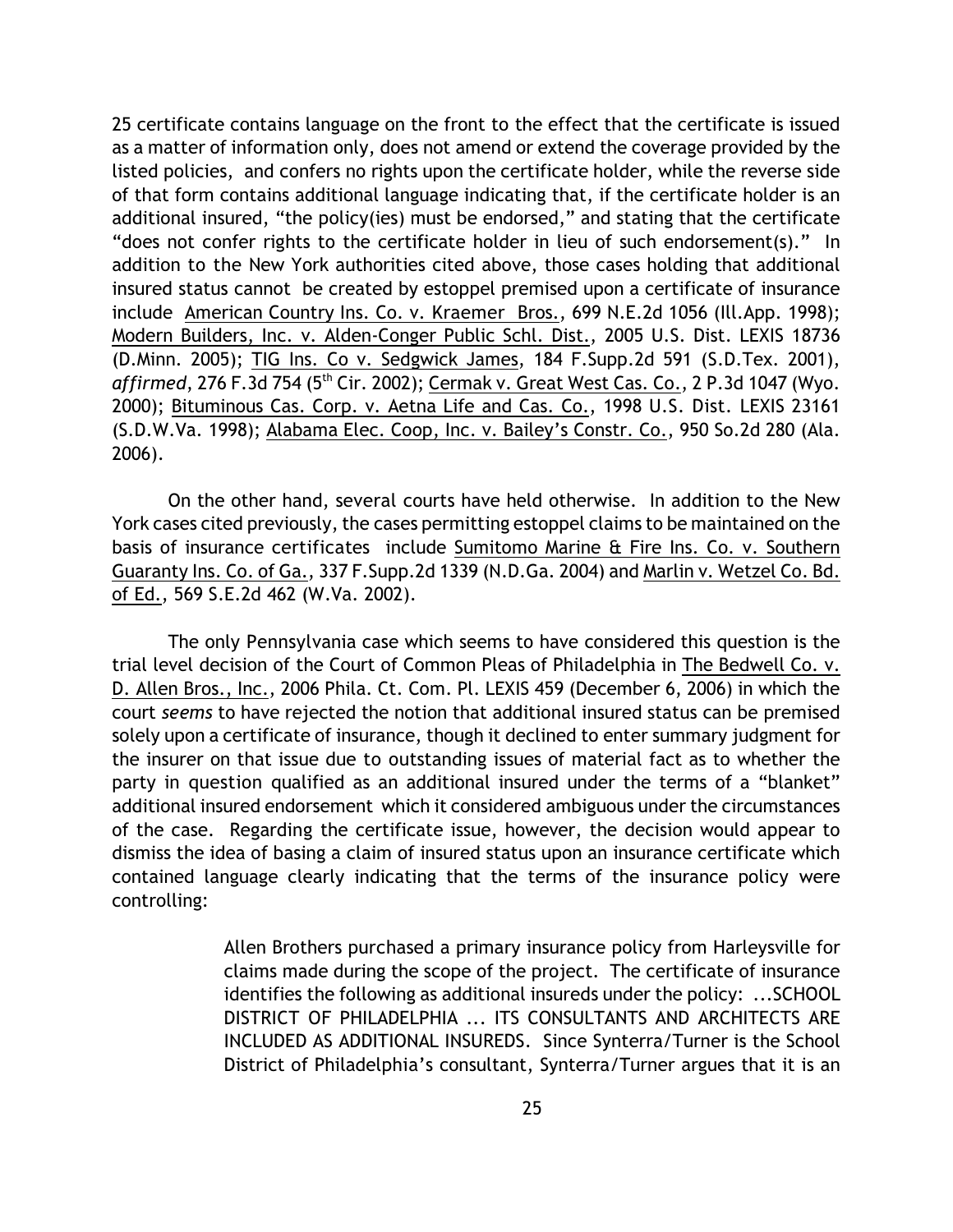25 certificate contains language on the front to the effect that the certificate is issued as a matter of information only, does not amend or extend the coverage provided by the listed policies, and confers no rights upon the certificate holder, while the reverse side of that form contains additional language indicating that, if the certificate holder is an additional insured, "the policy(ies) must be endorsed," and stating that the certificate "does not confer rights to the certificate holder in lieu of such endorsement(s)." In addition to the New York authorities cited above, those cases holding that additional insured status cannot be created by estoppel premised upon a certificate of insurance include American Country Ins. Co. v. Kraemer Bros., 699 N.E.2d 1056 (Ill.App. 1998); Modern Builders, Inc. v. Alden-Conger Public Schl. Dist., 2005 U.S. Dist. LEXIS 18736 (D.Minn. 2005); TIG Ins. Co v. Sedgwick James, 184 F.Supp.2d 591 (S.D.Tex. 2001), *affirmed*, 276 F.3d 754 (5th Cir. 2002); Cermak v. Great West Cas. Co., 2 P.3d 1047 (Wyo. 2000); Bituminous Cas. Corp. v. Aetna Life and Cas. Co., 1998 U.S. Dist. LEXIS 23161 (S.D.W.Va. 1998); Alabama Elec. Coop, Inc. v. Bailey's Constr. Co., 950 So.2d 280 (Ala. 2006).

On the other hand, several courts have held otherwise. In addition to the New York cases cited previously, the cases permitting estoppel claims to be maintained on the basis of insurance certificates include Sumitomo Marine & Fire Ins. Co. v. Southern Guaranty Ins. Co. of Ga., 337 F.Supp.2d 1339 (N.D.Ga. 2004) and Marlin v. Wetzel Co. Bd. of Ed., 569 S.E.2d 462 (W.Va. 2002).

The only Pennsylvania case which seems to have considered this question is the trial level decision of the Court of Common Pleas of Philadelphia in The Bedwell Co. v. D. Allen Bros., Inc., 2006 Phila. Ct. Com. Pl. LEXIS 459 (December 6, 2006) in which the court *seems* to have rejected the notion that additional insured status can be premised solely upon a certificate of insurance, though it declined to enter summary judgment for the insurer on that issue due to outstanding issues of material fact as to whether the party in question qualified as an additional insured under the terms of a "blanket" additional insured endorsement which it considered ambiguous under the circumstances of the case. Regarding the certificate issue, however, the decision would appear to dismiss the idea of basing a claim of insured status upon an insurance certificate which contained language clearly indicating that the terms of the insurance policy were controlling:

> Allen Brothers purchased a primary insurance policy from Harleysville for claims made during the scope of the project. The certificate of insurance identifies the following as additional insureds under the policy: ...SCHOOL DISTRICT OF PHILADELPHIA ... ITS CONSULTANTS AND ARCHITECTS ARE INCLUDED AS ADDITIONAL INSUREDS. Since Synterra/Turner is the School District of Philadelphia's consultant, Synterra/Turner argues that it is an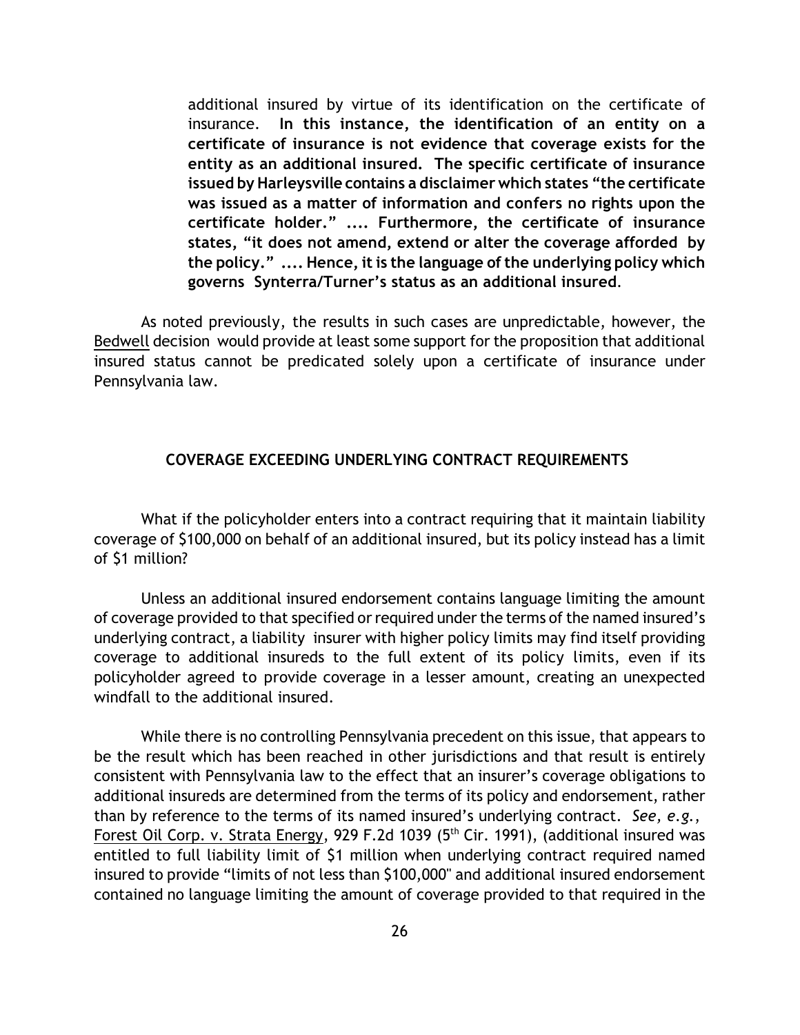> additional insured by virtue of its identification on the certificate of insurance. **In this instance, the identification of an entity on a certificate of insurance is not evidence that coverage exists for the entity as an additional insured. The specific certificate of insurance issued by Harleysville contains a disclaimer which states "the certificate was issued as a matter of information and confers no rights upon the certificate holder." .... Furthermore, the certificate of insurance states, "it does not amend, extend or alter the coverage afforded by the policy." .... Hence, it is the language of the underlying policy which governs Synterra/Turner's status as an additional insured**.

As noted previously, the results in such cases are unpredictable, however, the Bedwell decision would provide at least some support for the proposition that additional insured status cannot be predicated solely upon a certificate of insurance under Pennsylvania law.

## COVERAGE EXCEEDING UNDERLYING CONTRACT REQUIREMENTS

What if the policyholder enters into a contract requiring that it maintain liability coverage of $100,000 on behalf of an additional insured, but its policy instead has a limit of $1 million?

Unless an additional insured endorsement contains language limiting the amount of coverage provided to that specified or required under the terms of the named insured's underlying contract, a liability insurer with higher policy limits may find itself providing coverage to additional insureds to the full extent of its policy limits, even if its policyholder agreed to provide coverage in a lesser amount, creating an unexpected windfall to the additional insured.

While there is no controlling Pennsylvania precedent on this issue, that appears to be the result which has been reached in other jurisdictions and that result is entirely consistent with Pennsylvania law to the effect that an insurer's coverage obligations to additional insureds are determined from the terms of its policy and endorsement, rather than by reference to the terms of its named insured's underlying contract. *See, e.g.*, Forest Oil Corp. v. Strata Energy, 929 F.2d 1039 (5th Cir. 1991), (additional insured was entitled to full liability limit of $1 million when underlying contract required named insured to provide "limits of not less than $100,000" and additional insured endorsement contained no language limiting the amount of coverage provided to that required in the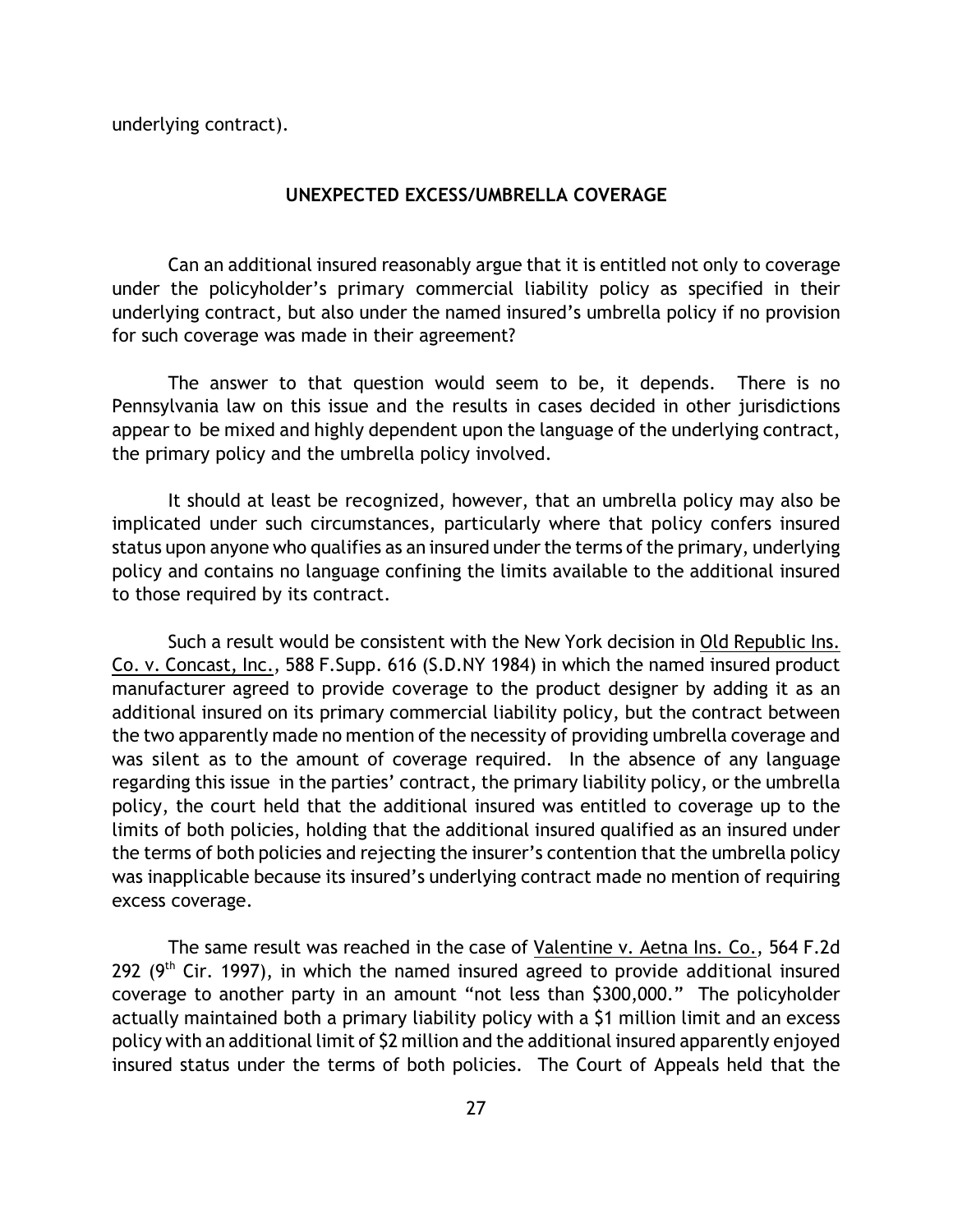underlying contract).

## UNEXPECTED EXCESS/UMBRELLA COVERAGE

Can an additional insured reasonably argue that it is entitled not only to coverage under the policyholder's primary commercial liability policy as specified in their underlying contract, but also under the named insured's umbrella policy if no provision for such coverage was made in their agreement?

The answer to that question would seem to be, it depends. There is no Pennsylvania law on this issue and the results in cases decided in other jurisdictions appear to be mixed and highly dependent upon the language of the underlying contract, the primary policy and the umbrella policy involved.

It should at least be recognized, however, that an umbrella policy may also be implicated under such circumstances, particularly where that policy confers insured status upon anyone who qualifies as an insured under the terms of the primary, underlying policy and contains no language confining the limits available to the additional insured to those required by its contract.

Such a result would be consistent with the New York decision in Old Republic Ins. Co. v. Concast, Inc., 588 F.Supp. 616 (S.D.NY 1984) in which the named insured product manufacturer agreed to provide coverage to the product designer by adding it as an additional insured on its primary commercial liability policy, but the contract between the two apparently made no mention of the necessity of providing umbrella coverage and was silent as to the amount of coverage required. In the absence of any language regarding this issue in the parties' contract, the primary liability policy, or the umbrella policy, the court held that the additional insured was entitled to coverage up to the limits of both policies, holding that the additional insured qualified as an insured under the terms of both policies and rejecting the insurer's contention that the umbrella policy was inapplicable because its insured's underlying contract made no mention of requiring excess coverage.

The same result was reached in the case of Valentine v. Aetna Ins. Co., 564 F.2d 292 (9th Cir. 1997), in which the named insured agreed to provide additional insured coverage to another party in an amount "not less than $300,000." The policyholder actually maintained both a primary liability policy with a $1 million limit and an excess policy with an additional limit of $2 million and the additional insured apparently enjoyed insured status under the terms of both policies. The Court of Appeals held that the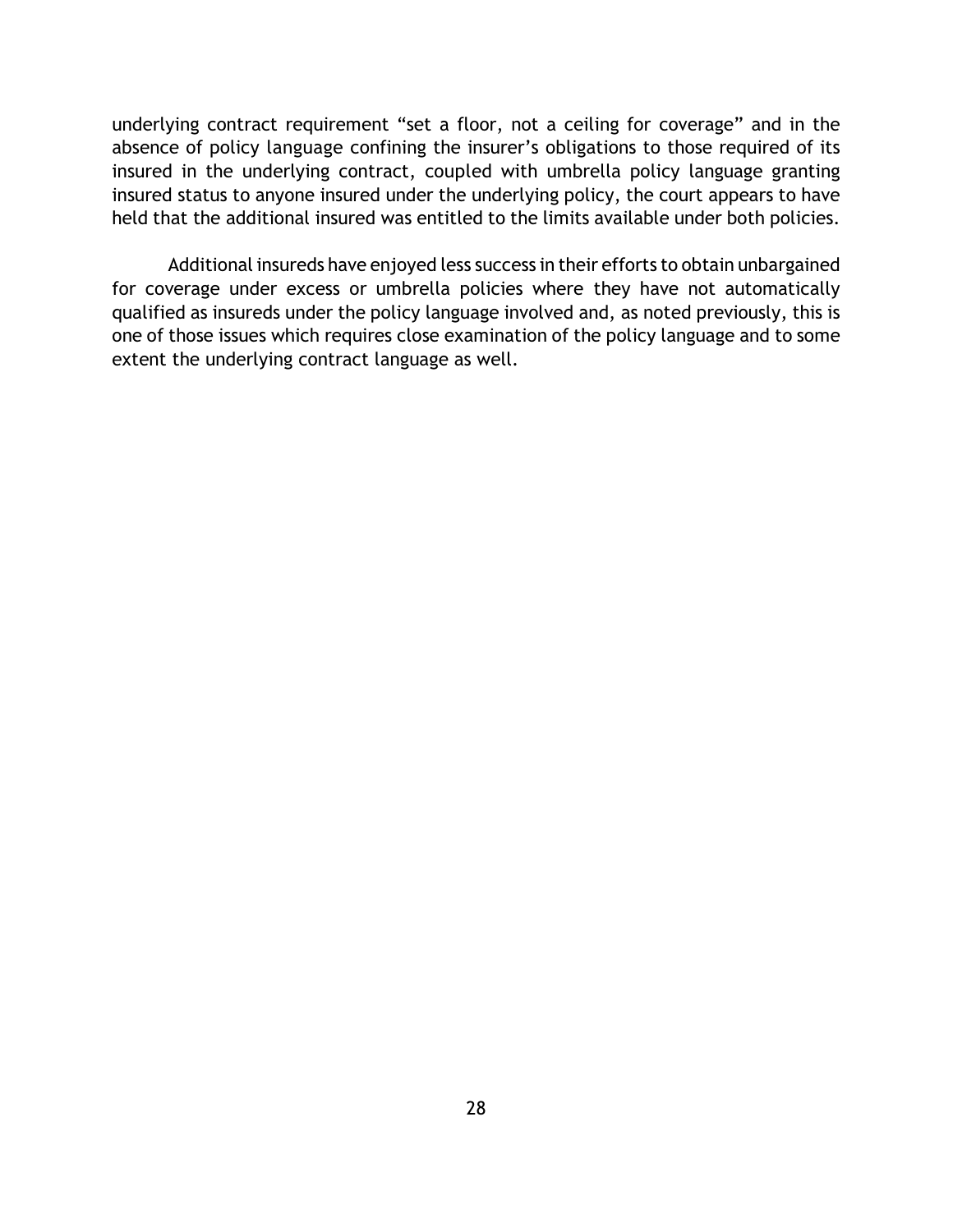underlying contract requirement "set a floor, not a ceiling for coverage" and in the absence of policy language confining the insurer's obligations to those required of its insured in the underlying contract, coupled with umbrella policy language granting insured status to anyone insured under the underlying policy, the court appears to have held that the additional insured was entitled to the limits available under both policies.

Additional insureds have enjoyed less success in their efforts to obtain unbargained for coverage under excess or umbrella policies where they have not automatically qualified as insureds under the policy language involved and, as noted previously, this is one of those issues which requires close examination of the policy language and to some extent the underlying contract language as well.